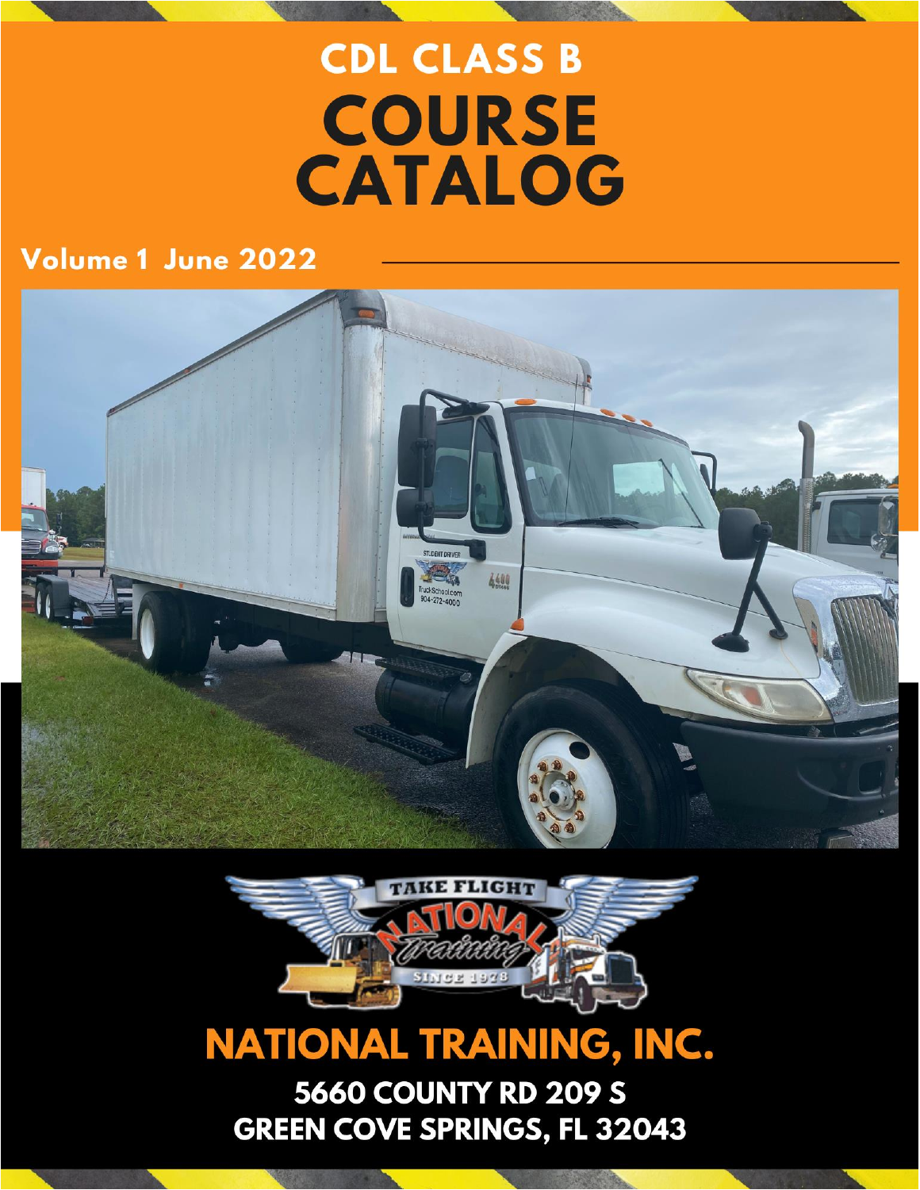# CDL CLASS B

# COURSE CATALOG

**Volume 1 June 2022**

## NATIONAL TRAINING, INC.

**5660 COUNTY RD 209 S**
**GREEN COVE SPRINGS, FL 32043**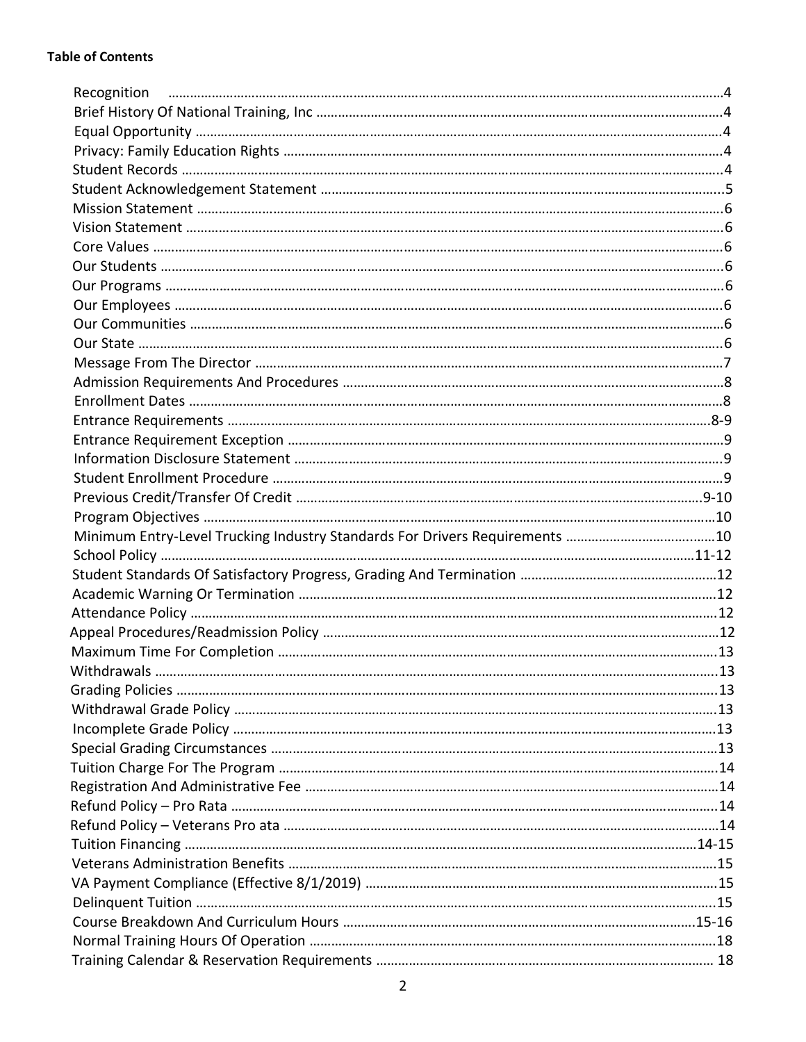**Table of Contents**

| | |
|---|---|
| Recognition | 4 |
| Brief History Of National Training, Inc | 4 |
| Equal Opportunity | 4 |
| Privacy: Family Education Rights | 4 |
| Student Records | 4 |
| Student Acknowledgement Statement | 5 |
| Mission Statement | 6 |
| Vision Statement | 6 |
| Core Values | 6 |
| Our Students | 6 |
| Our Programs | 6 |
| Our Employees | 6 |
| Our Communities | 6 |
| Our State | 6 |
| Message From The Director | 7 |
| Admission Requirements And Procedures | 8 |
| Enrollment Dates | 8 |
| Entrance Requirements | 8-9 |
| Entrance Requirement Exception | 9 |
| Information Disclosure Statement | 9 |
| Student Enrollment Procedure | 9 |
| Previous Credit/Transfer Of Credit | 9-10 |
| Program Objectives | 10 |
| Minimum Entry-Level Trucking Industry Standards For Drivers Requirements | 10 |
| School Policy | 11-12 |
| Student Standards Of Satisfactory Progress, Grading And Termination | 12 |
| Academic Warning Or Termination | 12 |
| Attendance Policy | 12 |
| Appeal Procedures/Readmission Policy | 12 |
| Maximum Time For Completion | 13 |
| Withdrawals | 13 |
| Grading Policies | 13 |
| Withdrawal Grade Policy | 13 |
| Incomplete Grade Policy | 13 |
| Special Grading Circumstances | 13 |
| Tuition Charge For The Program | 14 |
| Registration And Administrative Fee | 14 |
| Refund Policy – Pro Rata | 14 |
| Refund Policy – Veterans Pro ata | 14 |
| Tuition Financing | 14-15 |
| Veterans Administration Benefits | 15 |
| VA Payment Compliance (Effective 8/1/2019) | 15 |
| Delinquent Tuition | 15 |
| Course Breakdown And Curriculum Hours | 15-16 |
| Normal Training Hours Of Operation | 18 |
| Training Calendar & Reservation Requirements | 18 |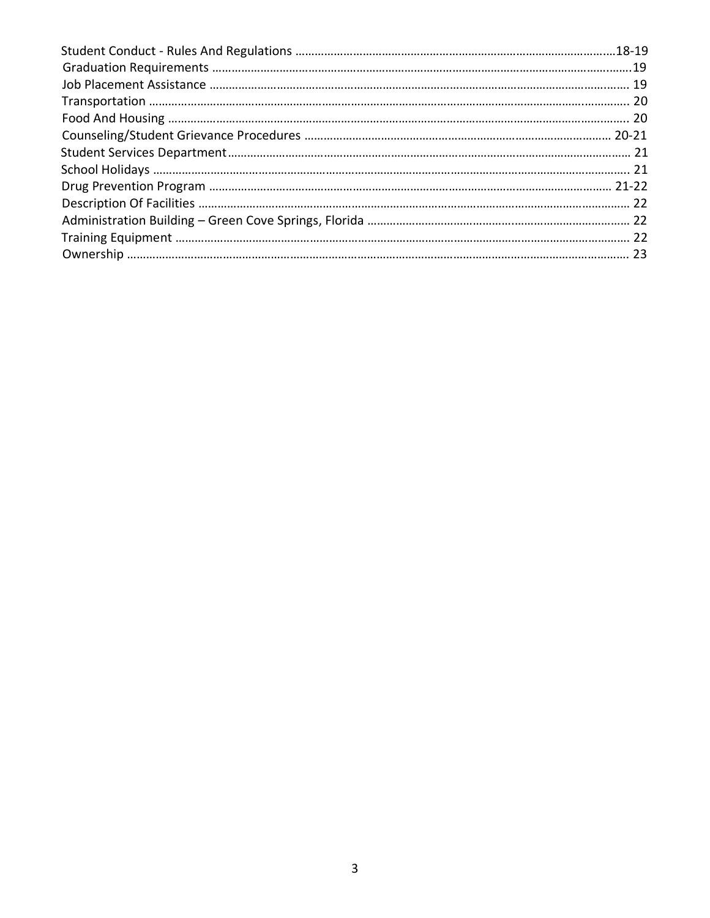Student Conduct - Rules And Regulations ……………………………………………………………………………………18-19
Graduation Requirements ………………………………………………………………………………………………………….19
Job Placement Assistance …………………………………………………………………………………………………………. 19
Transportation ……………………………………………………………………………………………………………………………. 20
Food And Housing ……………………………………………………………………………………………………………………… 20
Counseling/Student Grievance Procedures ……………………………………………………………………………… 20-21
Student Services Department…………………………………………………………………………………………………… 21
School Holidays ……………………………………………………………………………………………………………………………. 21
Drug Prevention Program ……………………………………………………………………………………………………… 21-22
Description Of Facilities ……………………………………………………………………………………………………………… 22
Administration Building – Green Cove Springs, Florida ……………………………………………………………… 22
Training Equipment ……………………………………………………………………………………………………………………… 22
Ownership …………………………………………………………………………………………………………………………………… 23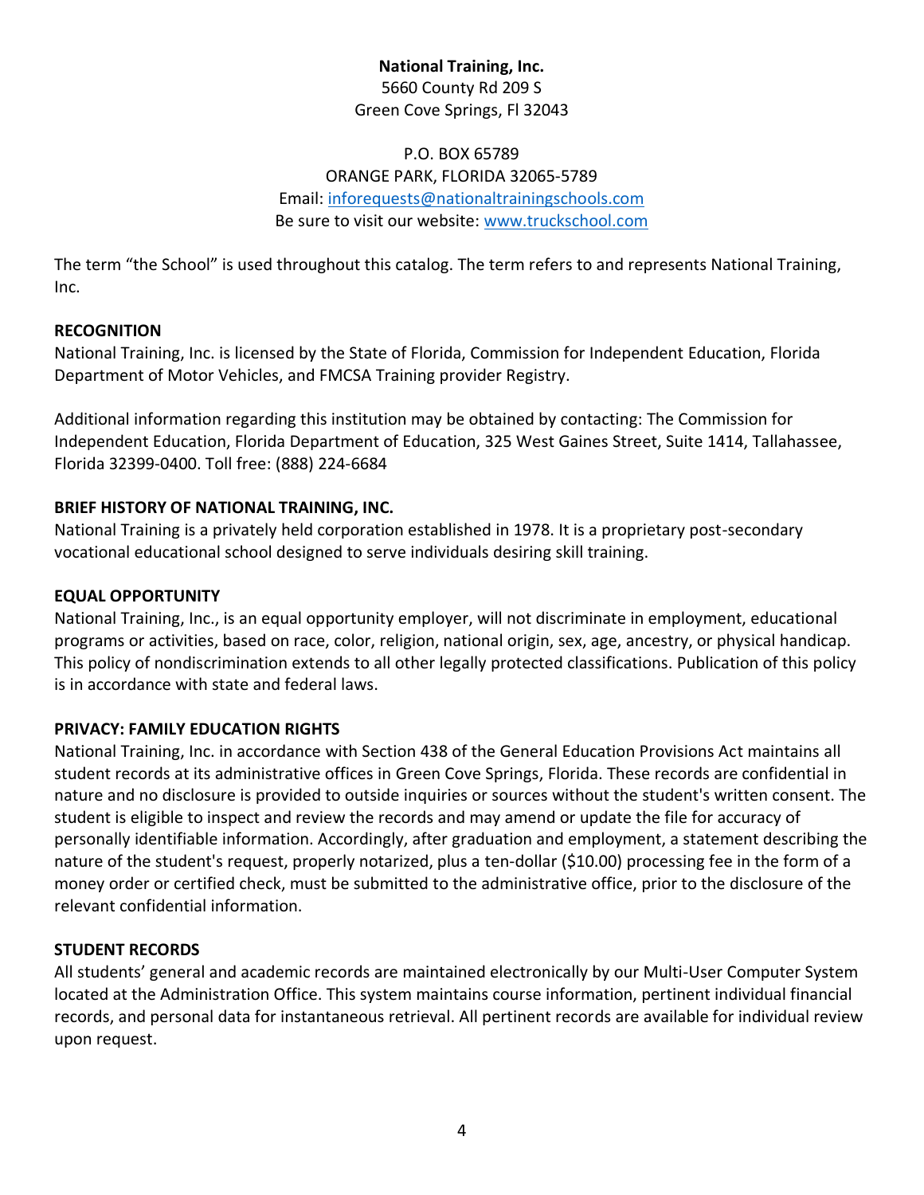**National Training, Inc.**
5660 County Rd 209 S
Green Cove Springs, Fl 32043

P.O. BOX 65789
ORANGE PARK, FLORIDA 32065-5789
Email: inforequests@nationaltrainingschools.com
Be sure to visit our website: www.truckschool.com

The term "the School" is used throughout this catalog. The term refers to and represents National Training, Inc.

## RECOGNITION

National Training, Inc. is licensed by the State of Florida, Commission for Independent Education, Florida Department of Motor Vehicles, and FMCSA Training provider Registry.

Additional information regarding this institution may be obtained by contacting: The Commission for Independent Education, Florida Department of Education, 325 West Gaines Street, Suite 1414, Tallahassee, Florida 32399-0400. Toll free: (888) 224-6684

## BRIEF HISTORY OF NATIONAL TRAINING, INC.

National Training is a privately held corporation established in 1978. It is a proprietary post-secondary vocational educational school designed to serve individuals desiring skill training.

## EQUAL OPPORTUNITY

National Training, Inc., is an equal opportunity employer, will not discriminate in employment, educational programs or activities, based on race, color, religion, national origin, sex, age, ancestry, or physical handicap. This policy of nondiscrimination extends to all other legally protected classifications. Publication of this policy is in accordance with state and federal laws.

## PRIVACY: FAMILY EDUCATION RIGHTS

National Training, Inc. in accordance with Section 438 of the General Education Provisions Act maintains all student records at its administrative offices in Green Cove Springs, Florida. These records are confidential in nature and no disclosure is provided to outside inquiries or sources without the student's written consent. The student is eligible to inspect and review the records and may amend or update the file for accuracy of personally identifiable information. Accordingly, after graduation and employment, a statement describing the nature of the student's request, properly notarized, plus a ten-dollar ($10.00) processing fee in the form of a money order or certified check, must be submitted to the administrative office, prior to the disclosure of the relevant confidential information.

## STUDENT RECORDS

All students' general and academic records are maintained electronically by our Multi-User Computer System located at the Administration Office. This system maintains course information, pertinent individual financial records, and personal data for instantaneous retrieval. All pertinent records are available for individual review upon request.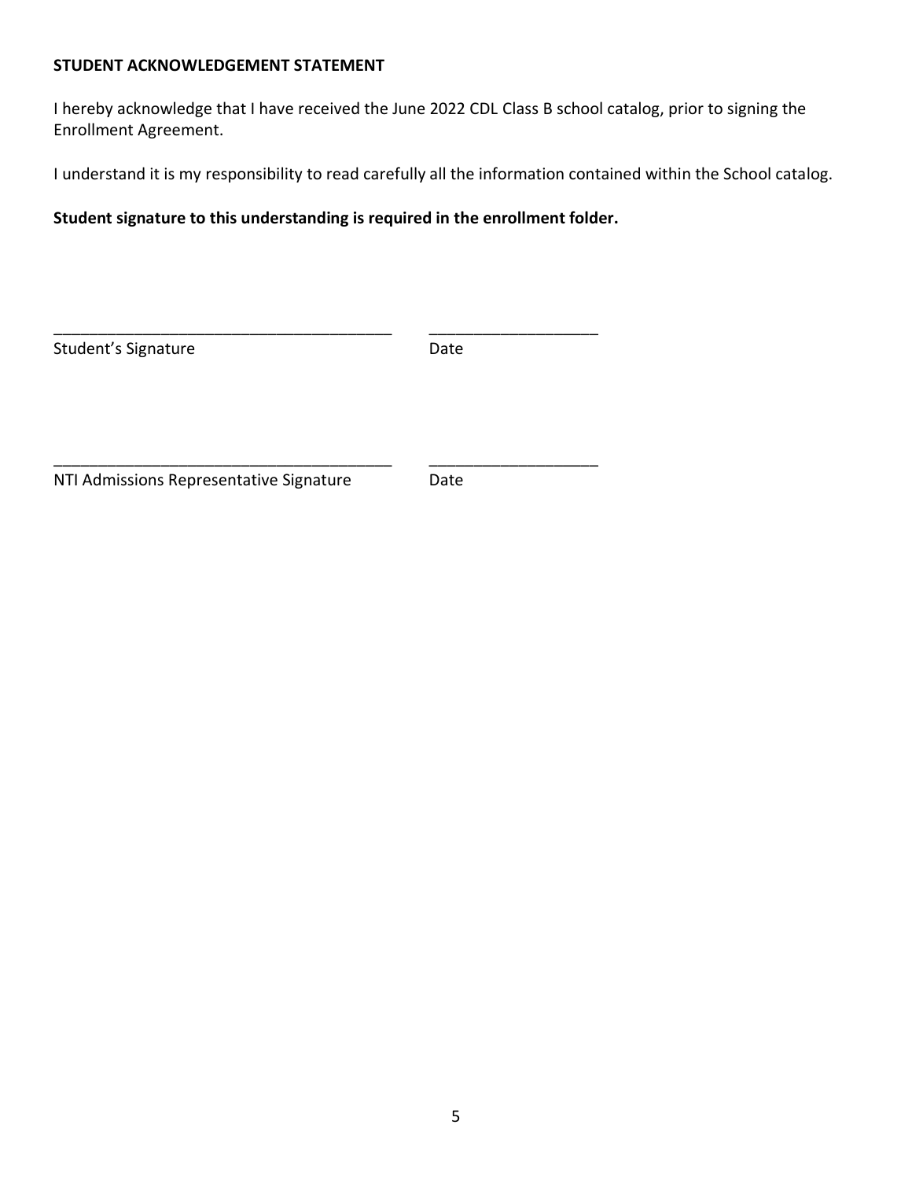**STUDENT ACKNOWLEDGEMENT STATEMENT**

I hereby acknowledge that I have received the June 2022 CDL Class B school catalog, prior to signing the Enrollment Agreement.

I understand it is my responsibility to read carefully all the information contained within the School catalog.

**Student signature to this understanding is required in the enrollment folder.**

_______________________________________ ___________________

Student's Signature Date

_______________________________________ ___________________

NTI Admissions Representative Signature Date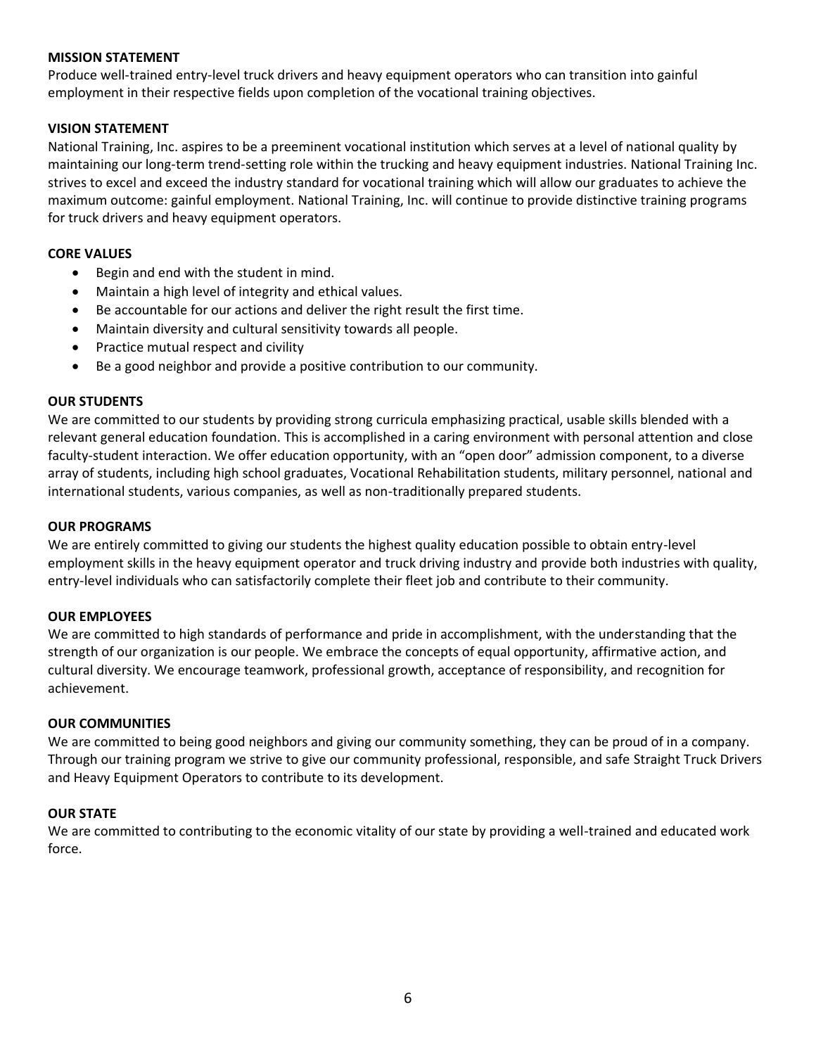**MISSION STATEMENT**

Produce well-trained entry-level truck drivers and heavy equipment operators who can transition into gainful employment in their respective fields upon completion of the vocational training objectives.

**VISION STATEMENT**

National Training, Inc. aspires to be a preeminent vocational institution which serves at a level of national quality by maintaining our long-term trend-setting role within the trucking and heavy equipment industries. National Training Inc. strives to excel and exceed the industry standard for vocational training which will allow our graduates to achieve the maximum outcome: gainful employment. National Training, Inc. will continue to provide distinctive training programs for truck drivers and heavy equipment operators.

**CORE VALUES**

- Begin and end with the student in mind.
- Maintain a high level of integrity and ethical values.
- Be accountable for our actions and deliver the right result the first time.
- Maintain diversity and cultural sensitivity towards all people.
- Practice mutual respect and civility
- Be a good neighbor and provide a positive contribution to our community.

**OUR STUDENTS**

We are committed to our students by providing strong curricula emphasizing practical, usable skills blended with a relevant general education foundation. This is accomplished in a caring environment with personal attention and close faculty-student interaction. We offer education opportunity, with an "open door" admission component, to a diverse array of students, including high school graduates, Vocational Rehabilitation students, military personnel, national and international students, various companies, as well as non-traditionally prepared students.

**OUR PROGRAMS**

We are entirely committed to giving our students the highest quality education possible to obtain entry-level employment skills in the heavy equipment operator and truck driving industry and provide both industries with quality, entry-level individuals who can satisfactorily complete their fleet job and contribute to their community.

**OUR EMPLOYEES**

We are committed to high standards of performance and pride in accomplishment, with the understanding that the strength of our organization is our people. We embrace the concepts of equal opportunity, affirmative action, and cultural diversity. We encourage teamwork, professional growth, acceptance of responsibility, and recognition for achievement.

**OUR COMMUNITIES**

We are committed to being good neighbors and giving our community something, they can be proud of in a company. Through our training program we strive to give our community professional, responsible, and safe Straight Truck Drivers and Heavy Equipment Operators to contribute to its development.

**OUR STATE**

We are committed to contributing to the economic vitality of our state by providing a well-trained and educated work force.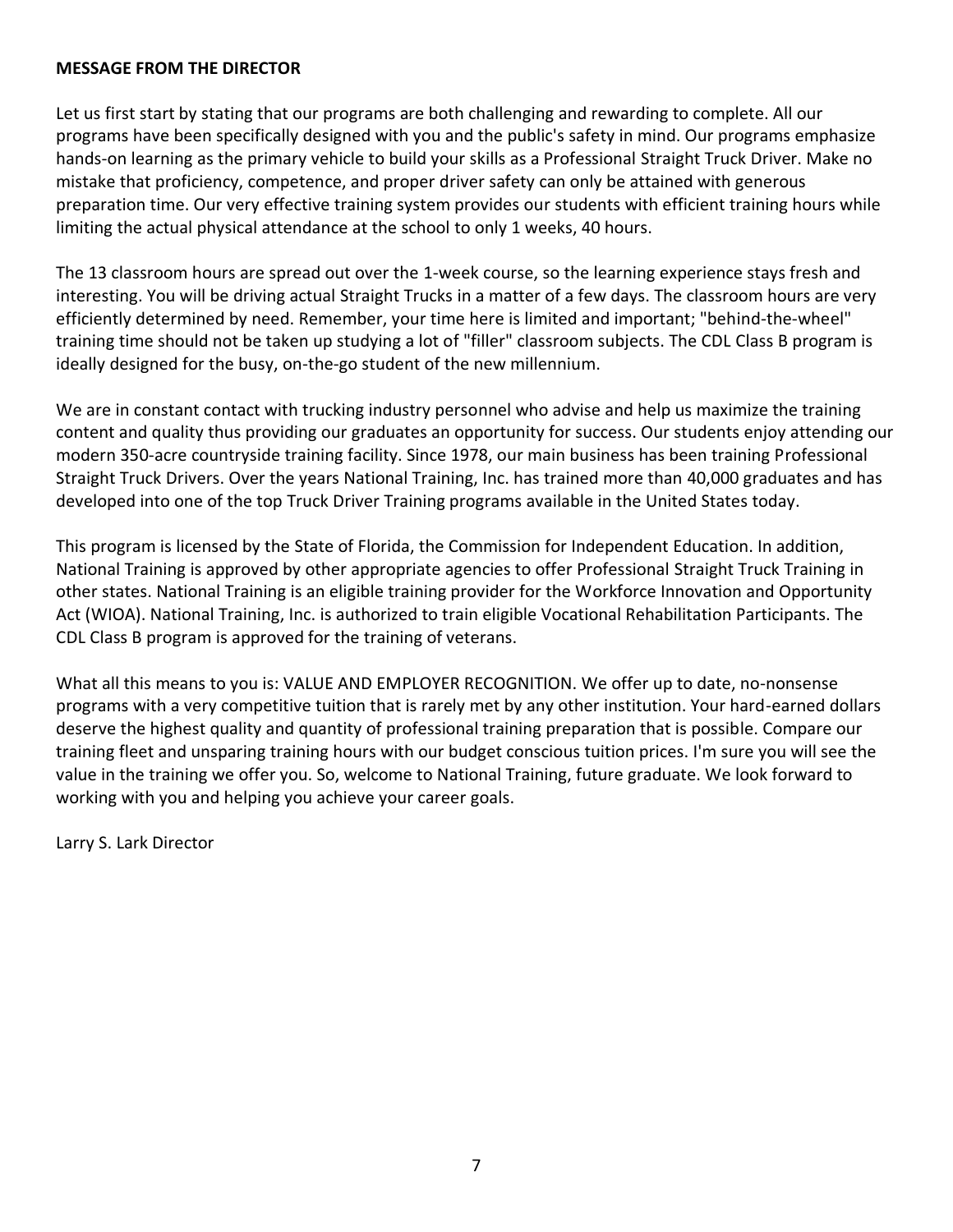**MESSAGE FROM THE DIRECTOR**

Let us first start by stating that our programs are both challenging and rewarding to complete. All our programs have been specifically designed with you and the public's safety in mind. Our programs emphasize hands-on learning as the primary vehicle to build your skills as a Professional Straight Truck Driver. Make no mistake that proficiency, competence, and proper driver safety can only be attained with generous preparation time. Our very effective training system provides our students with efficient training hours while limiting the actual physical attendance at the school to only 1 weeks, 40 hours.

The 13 classroom hours are spread out over the 1-week course, so the learning experience stays fresh and interesting. You will be driving actual Straight Trucks in a matter of a few days. The classroom hours are very efficiently determined by need. Remember, your time here is limited and important; "behind-the-wheel" training time should not be taken up studying a lot of "filler" classroom subjects. The CDL Class B program is ideally designed for the busy, on-the-go student of the new millennium.

We are in constant contact with trucking industry personnel who advise and help us maximize the training content and quality thus providing our graduates an opportunity for success. Our students enjoy attending our modern 350-acre countryside training facility. Since 1978, our main business has been training Professional Straight Truck Drivers. Over the years National Training, Inc. has trained more than 40,000 graduates and has developed into one of the top Truck Driver Training programs available in the United States today.

This program is licensed by the State of Florida, the Commission for Independent Education. In addition, National Training is approved by other appropriate agencies to offer Professional Straight Truck Training in other states. National Training is an eligible training provider for the Workforce Innovation and Opportunity Act (WIOA). National Training, Inc. is authorized to train eligible Vocational Rehabilitation Participants. The CDL Class B program is approved for the training of veterans.

What all this means to you is: VALUE AND EMPLOYER RECOGNITION. We offer up to date, no-nonsense programs with a very competitive tuition that is rarely met by any other institution. Your hard-earned dollars deserve the highest quality and quantity of professional training preparation that is possible. Compare our training fleet and unsparing training hours with our budget conscious tuition prices. I'm sure you will see the value in the training we offer you. So, welcome to National Training, future graduate. We look forward to working with you and helping you achieve your career goals.

Larry S. Lark Director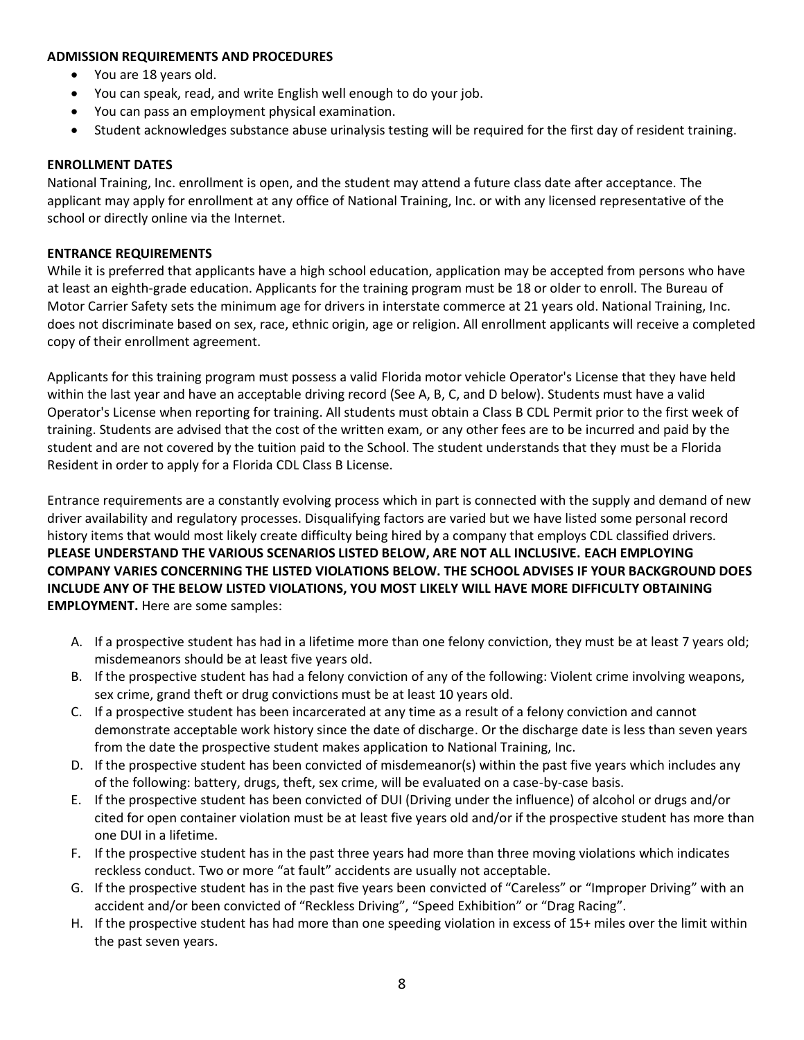**ADMISSION REQUIREMENTS AND PROCEDURES**

- You are 18 years old.
- You can speak, read, and write English well enough to do your job.
- You can pass an employment physical examination.
- Student acknowledges substance abuse urinalysis testing will be required for the first day of resident training.

**ENROLLMENT DATES**

National Training, Inc. enrollment is open, and the student may attend a future class date after acceptance. The applicant may apply for enrollment at any office of National Training, Inc. or with any licensed representative of the school or directly online via the Internet.

**ENTRANCE REQUIREMENTS**

While it is preferred that applicants have a high school education, application may be accepted from persons who have at least an eighth-grade education. Applicants for the training program must be 18 or older to enroll. The Bureau of Motor Carrier Safety sets the minimum age for drivers in interstate commerce at 21 years old. National Training, Inc. does not discriminate based on sex, race, ethnic origin, age or religion. All enrollment applicants will receive a completed copy of their enrollment agreement.

Applicants for this training program must possess a valid Florida motor vehicle Operator's License that they have held within the last year and have an acceptable driving record (See A, B, C, and D below). Students must have a valid Operator's License when reporting for training. All students must obtain a Class B CDL Permit prior to the first week of training. Students are advised that the cost of the written exam, or any other fees are to be incurred and paid by the student and are not covered by the tuition paid to the School. The student understands that they must be a Florida Resident in order to apply for a Florida CDL Class B License.

Entrance requirements are a constantly evolving process which in part is connected with the supply and demand of new driver availability and regulatory processes. Disqualifying factors are varied but we have listed some personal record history items that would most likely create difficulty being hired by a company that employs CDL classified drivers. **PLEASE UNDERSTAND THE VARIOUS SCENARIOS LISTED BELOW, ARE NOT ALL INCLUSIVE. EACH EMPLOYING COMPANY VARIES CONCERNING THE LISTED VIOLATIONS BELOW. THE SCHOOL ADVISES IF YOUR BACKGROUND DOES INCLUDE ANY OF THE BELOW LISTED VIOLATIONS, YOU MOST LIKELY WILL HAVE MORE DIFFICULTY OBTAINING EMPLOYMENT.** Here are some samples:

A. If a prospective student has had in a lifetime more than one felony conviction, they must be at least 7 years old; misdemeanors should be at least five years old.
B. If the prospective student has had a felony conviction of any of the following: Violent crime involving weapons, sex crime, grand theft or drug convictions must be at least 10 years old.
C. If a prospective student has been incarcerated at any time as a result of a felony conviction and cannot demonstrate acceptable work history since the date of discharge. Or the discharge date is less than seven years from the date the prospective student makes application to National Training, Inc.
D. If the prospective student has been convicted of misdemeanor(s) within the past five years which includes any of the following: battery, drugs, theft, sex crime, will be evaluated on a case-by-case basis.
E. If the prospective student has been convicted of DUI (Driving under the influence) of alcohol or drugs and/or cited for open container violation must be at least five years old and/or if the prospective student has more than one DUI in a lifetime.
F. If the prospective student has in the past three years had more than three moving violations which indicates reckless conduct. Two or more "at fault" accidents are usually not acceptable.
G. If the prospective student has in the past five years been convicted of "Careless" or "Improper Driving" with an accident and/or been convicted of "Reckless Driving", "Speed Exhibition" or "Drag Racing".
H. If the prospective student has had more than one speeding violation in excess of 15+ miles over the limit within the past seven years.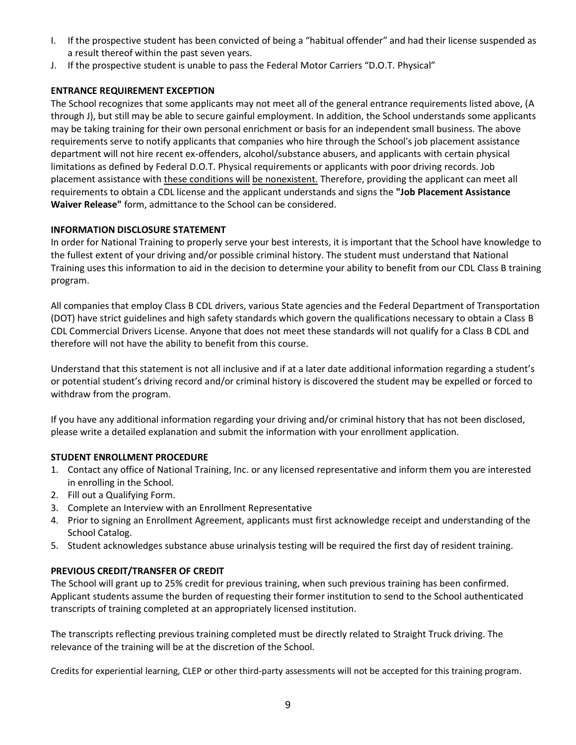I. If the prospective student has been convicted of being a "habitual offender" and had their license suspended as a result thereof within the past seven years.
J. If the prospective student is unable to pass the Federal Motor Carriers "D.O.T. Physical"

**ENTRANCE REQUIREMENT EXCEPTION**

The School recognizes that some applicants may not meet all of the general entrance requirements listed above, (A through J), but still may be able to secure gainful employment. In addition, the School understands some applicants may be taking training for their own personal enrichment or basis for an independent small business. The above requirements serve to notify applicants that companies who hire through the School's job placement assistance department will not hire recent ex-offenders, alcohol/substance abusers, and applicants with certain physical limitations as defined by Federal D.O.T. Physical requirements or applicants with poor driving records. Job placement assistance with these conditions will be nonexistent. Therefore, providing the applicant can meet all requirements to obtain a CDL license and the applicant understands and signs the **"Job Placement Assistance Waiver Release"** form, admittance to the School can be considered.

**INFORMATION DISCLOSURE STATEMENT**

In order for National Training to properly serve your best interests, it is important that the School have knowledge to the fullest extent of your driving and/or possible criminal history. The student must understand that National Training uses this information to aid in the decision to determine your ability to benefit from our CDL Class B training program.

All companies that employ Class B CDL drivers, various State agencies and the Federal Department of Transportation (DOT) have strict guidelines and high safety standards which govern the qualifications necessary to obtain a Class B CDL Commercial Drivers License. Anyone that does not meet these standards will not qualify for a Class B CDL and therefore will not have the ability to benefit from this course.

Understand that this statement is not all inclusive and if at a later date additional information regarding a student's or potential student's driving record and/or criminal history is discovered the student may be expelled or forced to withdraw from the program.

If you have any additional information regarding your driving and/or criminal history that has not been disclosed, please write a detailed explanation and submit the information with your enrollment application.

**STUDENT ENROLLMENT PROCEDURE**

1. Contact any office of National Training, Inc. or any licensed representative and inform them you are interested in enrolling in the School.
2. Fill out a Qualifying Form.
3. Complete an Interview with an Enrollment Representative
4. Prior to signing an Enrollment Agreement, applicants must first acknowledge receipt and understanding of the School Catalog.
5. Student acknowledges substance abuse urinalysis testing will be required the first day of resident training.

**PREVIOUS CREDIT/TRANSFER OF CREDIT**

The School will grant up to 25% credit for previous training, when such previous training has been confirmed. Applicant students assume the burden of requesting their former institution to send to the School authenticated transcripts of training completed at an appropriately licensed institution.

The transcripts reflecting previous training completed must be directly related to Straight Truck driving. The relevance of the training will be at the discretion of the School.

Credits for experiential learning, CLEP or other third-party assessments will not be accepted for this training program.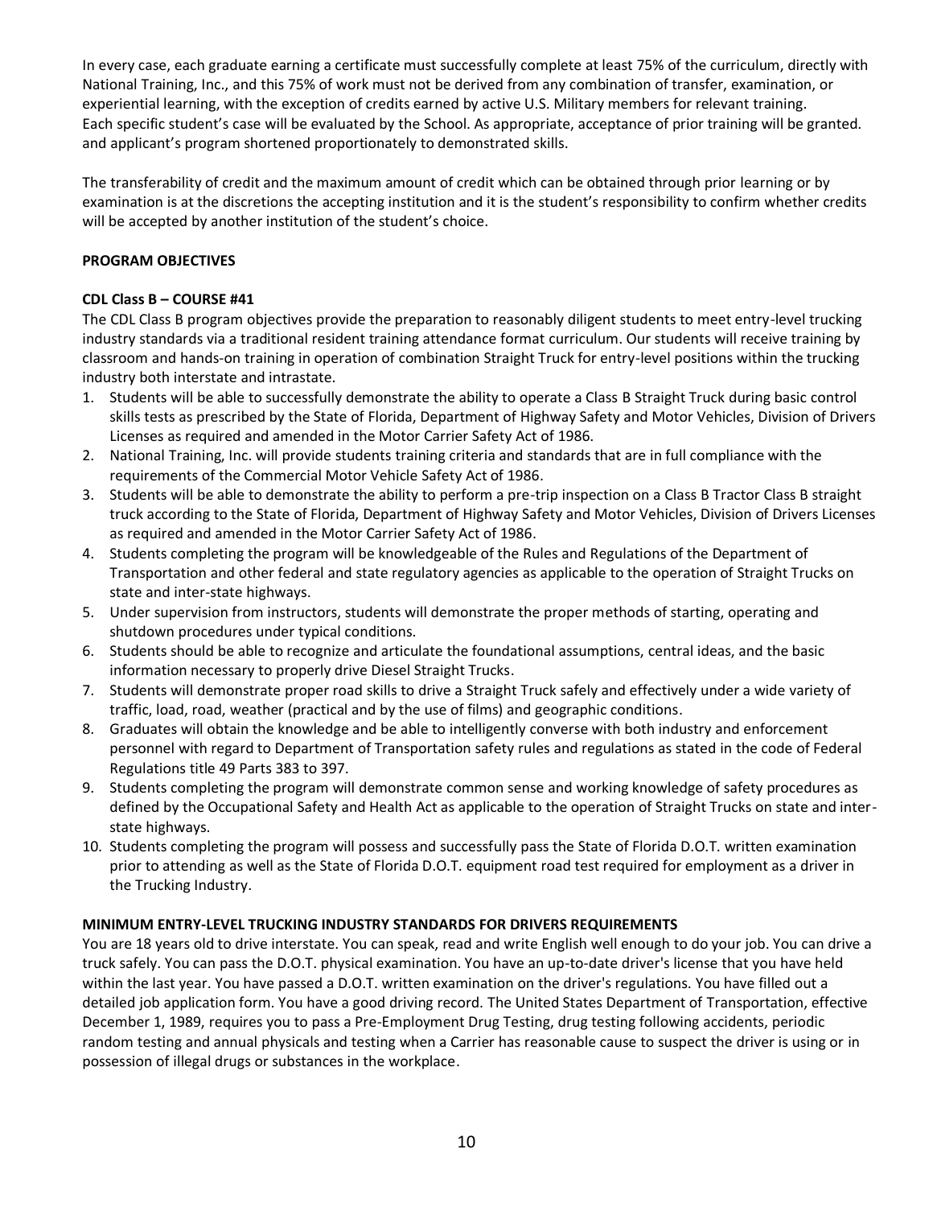In every case, each graduate earning a certificate must successfully complete at least 75% of the curriculum, directly with National Training, Inc., and this 75% of work must not be derived from any combination of transfer, examination, or experiential learning, with the exception of credits earned by active U.S. Military members for relevant training. Each specific student's case will be evaluated by the School. As appropriate, acceptance of prior training will be granted. and applicant's program shortened proportionately to demonstrated skills.

The transferability of credit and the maximum amount of credit which can be obtained through prior learning or by examination is at the discretions the accepting institution and it is the student's responsibility to confirm whether credits will be accepted by another institution of the student's choice.

**PROGRAM OBJECTIVES**

**CDL Class B – COURSE #41**

The CDL Class B program objectives provide the preparation to reasonably diligent students to meet entry-level trucking industry standards via a traditional resident training attendance format curriculum. Our students will receive training by classroom and hands-on training in operation of combination Straight Truck for entry-level positions within the trucking industry both interstate and intrastate.

1. Students will be able to successfully demonstrate the ability to operate a Class B Straight Truck during basic control skills tests as prescribed by the State of Florida, Department of Highway Safety and Motor Vehicles, Division of Drivers Licenses as required and amended in the Motor Carrier Safety Act of 1986.
2. National Training, Inc. will provide students training criteria and standards that are in full compliance with the requirements of the Commercial Motor Vehicle Safety Act of 1986.
3. Students will be able to demonstrate the ability to perform a pre-trip inspection on a Class B Tractor Class B straight truck according to the State of Florida, Department of Highway Safety and Motor Vehicles, Division of Drivers Licenses as required and amended in the Motor Carrier Safety Act of 1986.
4. Students completing the program will be knowledgeable of the Rules and Regulations of the Department of Transportation and other federal and state regulatory agencies as applicable to the operation of Straight Trucks on state and inter-state highways.
5. Under supervision from instructors, students will demonstrate the proper methods of starting, operating and shutdown procedures under typical conditions.
6. Students should be able to recognize and articulate the foundational assumptions, central ideas, and the basic information necessary to properly drive Diesel Straight Trucks.
7. Students will demonstrate proper road skills to drive a Straight Truck safely and effectively under a wide variety of traffic, load, road, weather (practical and by the use of films) and geographic conditions.
8. Graduates will obtain the knowledge and be able to intelligently converse with both industry and enforcement personnel with regard to Department of Transportation safety rules and regulations as stated in the code of Federal Regulations title 49 Parts 383 to 397.
9. Students completing the program will demonstrate common sense and working knowledge of safety procedures as defined by the Occupational Safety and Health Act as applicable to the operation of Straight Trucks on state and inter-state highways.
10. Students completing the program will possess and successfully pass the State of Florida D.O.T. written examination prior to attending as well as the State of Florida D.O.T. equipment road test required for employment as a driver in the Trucking Industry.

**MINIMUM ENTRY-LEVEL TRUCKING INDUSTRY STANDARDS FOR DRIVERS REQUIREMENTS**

You are 18 years old to drive interstate. You can speak, read and write English well enough to do your job. You can drive a truck safely. You can pass the D.O.T. physical examination. You have an up-to-date driver's license that you have held within the last year. You have passed a D.O.T. written examination on the driver's regulations. You have filled out a detailed job application form. You have a good driving record. The United States Department of Transportation, effective December 1, 1989, requires you to pass a Pre-Employment Drug Testing, drug testing following accidents, periodic random testing and annual physicals and testing when a Carrier has reasonable cause to suspect the driver is using or in possession of illegal drugs or substances in the workplace.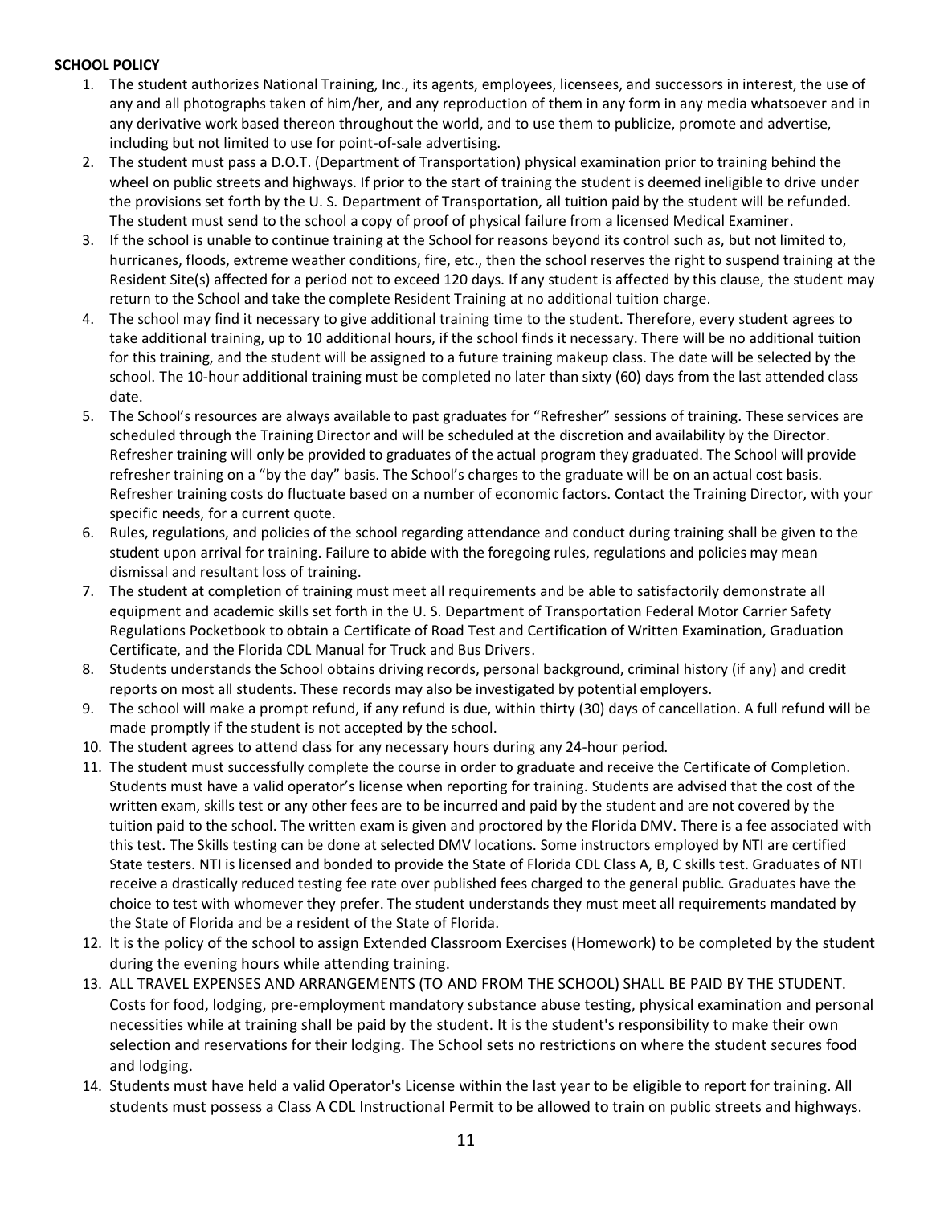**SCHOOL POLICY**

1. The student authorizes National Training, Inc., its agents, employees, licensees, and successors in interest, the use of any and all photographs taken of him/her, and any reproduction of them in any form in any media whatsoever and in any derivative work based thereon throughout the world, and to use them to publicize, promote and advertise, including but not limited to use for point-of-sale advertising.
2. The student must pass a D.O.T. (Department of Transportation) physical examination prior to training behind the wheel on public streets and highways. If prior to the start of training the student is deemed ineligible to drive under the provisions set forth by the U. S. Department of Transportation, all tuition paid by the student will be refunded. The student must send to the school a copy of proof of physical failure from a licensed Medical Examiner.
3. If the school is unable to continue training at the School for reasons beyond its control such as, but not limited to, hurricanes, floods, extreme weather conditions, fire, etc., then the school reserves the right to suspend training at the Resident Site(s) affected for a period not to exceed 120 days. If any student is affected by this clause, the student may return to the School and take the complete Resident Training at no additional tuition charge.
4. The school may find it necessary to give additional training time to the student. Therefore, every student agrees to take additional training, up to 10 additional hours, if the school finds it necessary. There will be no additional tuition for this training, and the student will be assigned to a future training makeup class. The date will be selected by the school. The 10-hour additional training must be completed no later than sixty (60) days from the last attended class date.
5. The School's resources are always available to past graduates for "Refresher" sessions of training. These services are scheduled through the Training Director and will be scheduled at the discretion and availability by the Director. Refresher training will only be provided to graduates of the actual program they graduated. The School will provide refresher training on a "by the day" basis. The School's charges to the graduate will be on an actual cost basis. Refresher training costs do fluctuate based on a number of economic factors. Contact the Training Director, with your specific needs, for a current quote.
6. Rules, regulations, and policies of the school regarding attendance and conduct during training shall be given to the student upon arrival for training. Failure to abide with the foregoing rules, regulations and policies may mean dismissal and resultant loss of training.
7. The student at completion of training must meet all requirements and be able to satisfactorily demonstrate all equipment and academic skills set forth in the U. S. Department of Transportation Federal Motor Carrier Safety Regulations Pocketbook to obtain a Certificate of Road Test and Certification of Written Examination, Graduation Certificate, and the Florida CDL Manual for Truck and Bus Drivers.
8. Students understands the School obtains driving records, personal background, criminal history (if any) and credit reports on most all students. These records may also be investigated by potential employers.
9. The school will make a prompt refund, if any refund is due, within thirty (30) days of cancellation. A full refund will be made promptly if the student is not accepted by the school.
10. The student agrees to attend class for any necessary hours during any 24-hour period.
11. The student must successfully complete the course in order to graduate and receive the Certificate of Completion. Students must have a valid operator's license when reporting for training. Students are advised that the cost of the written exam, skills test or any other fees are to be incurred and paid by the student and are not covered by the tuition paid to the school. The written exam is given and proctored by the Florida DMV. There is a fee associated with this test. The Skills testing can be done at selected DMV locations. Some instructors employed by NTI are certified State testers. NTI is licensed and bonded to provide the State of Florida CDL Class A, B, C skills test. Graduates of NTI receive a drastically reduced testing fee rate over published fees charged to the general public. Graduates have the choice to test with whomever they prefer. The student understands they must meet all requirements mandated by the State of Florida and be a resident of the State of Florida.
12. It is the policy of the school to assign Extended Classroom Exercises (Homework) to be completed by the student during the evening hours while attending training.
13. ALL TRAVEL EXPENSES AND ARRANGEMENTS (TO AND FROM THE SCHOOL) SHALL BE PAID BY THE STUDENT. Costs for food, lodging, pre-employment mandatory substance abuse testing, physical examination and personal necessities while at training shall be paid by the student. It is the student's responsibility to make their own selection and reservations for their lodging. The School sets no restrictions on where the student secures food and lodging.
14. Students must have held a valid Operator's License within the last year to be eligible to report for training. All students must possess a Class A CDL Instructional Permit to be allowed to train on public streets and highways.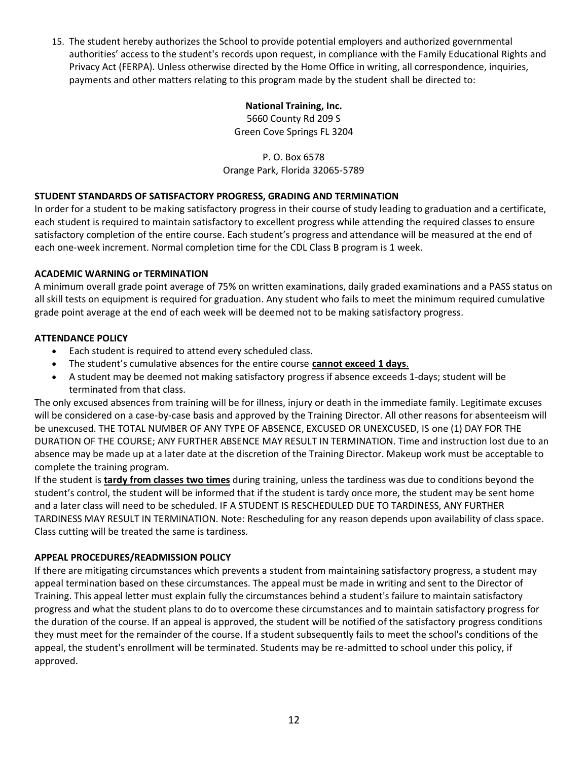15. The student hereby authorizes the School to provide potential employers and authorized governmental authorities' access to the student's records upon request, in compliance with the Family Educational Rights and Privacy Act (FERPA). Unless otherwise directed by the Home Office in writing, all correspondence, inquiries, payments and other matters relating to this program made by the student shall be directed to:

**National Training, Inc.**
5660 County Rd 209 S
Green Cove Springs FL 3204

P. O. Box 6578
Orange Park, Florida 32065-5789

**STUDENT STANDARDS OF SATISFACTORY PROGRESS, GRADING AND TERMINATION**

In order for a student to be making satisfactory progress in their course of study leading to graduation and a certificate, each student is required to maintain satisfactory to excellent progress while attending the required classes to ensure satisfactory completion of the entire course. Each student's progress and attendance will be measured at the end of each one-week increment. Normal completion time for the CDL Class B program is 1 week.

**ACADEMIC WARNING or TERMINATION**

A minimum overall grade point average of 75% on written examinations, daily graded examinations and a PASS status on all skill tests on equipment is required for graduation. Any student who fails to meet the minimum required cumulative grade point average at the end of each week will be deemed not to be making satisfactory progress.

**ATTENDANCE POLICY**

- Each student is required to attend every scheduled class.
- The student's cumulative absences for the entire course **cannot exceed 1 days**.
- A student may be deemed not making satisfactory progress if absence exceeds 1-days; student will be terminated from that class.

The only excused absences from training will be for illness, injury or death in the immediate family. Legitimate excuses will be considered on a case-by-case basis and approved by the Training Director. All other reasons for absenteeism will be unexcused. THE TOTAL NUMBER OF ANY TYPE OF ABSENCE, EXCUSED OR UNEXCUSED, IS one (1) DAY FOR THE DURATION OF THE COURSE; ANY FURTHER ABSENCE MAY RESULT IN TERMINATION. Time and instruction lost due to an absence may be made up at a later date at the discretion of the Training Director. Makeup work must be acceptable to complete the training program.

If the student is **tardy from classes two times** during training, unless the tardiness was due to conditions beyond the student's control, the student will be informed that if the student is tardy once more, the student may be sent home and a later class will need to be scheduled. IF A STUDENT IS RESCHEDULED DUE TO TARDINESS, ANY FURTHER TARDINESS MAY RESULT IN TERMINATION. Note: Rescheduling for any reason depends upon availability of class space. Class cutting will be treated the same is tardiness.

**APPEAL PROCEDURES/READMISSION POLICY**

If there are mitigating circumstances which prevents a student from maintaining satisfactory progress, a student may appeal termination based on these circumstances. The appeal must be made in writing and sent to the Director of Training. This appeal letter must explain fully the circumstances behind a student's failure to maintain satisfactory progress and what the student plans to do to overcome these circumstances and to maintain satisfactory progress for the duration of the course. If an appeal is approved, the student will be notified of the satisfactory progress conditions they must meet for the remainder of the course. If a student subsequently fails to meet the school's conditions of the appeal, the student's enrollment will be terminated. Students may be re-admitted to school under this policy, if approved.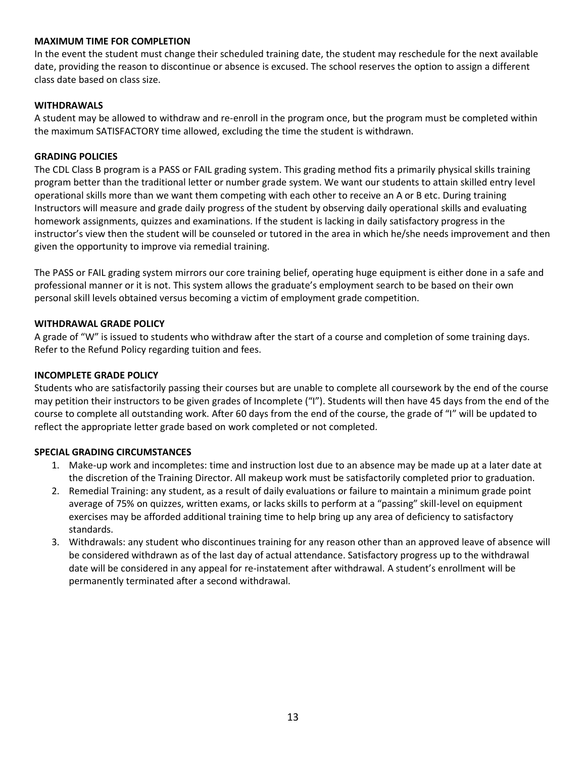**MAXIMUM TIME FOR COMPLETION**

In the event the student must change their scheduled training date, the student may reschedule for the next available date, providing the reason to discontinue or absence is excused. The school reserves the option to assign a different class date based on class size.

**WITHDRAWALS**

A student may be allowed to withdraw and re-enroll in the program once, but the program must be completed within the maximum SATISFACTORY time allowed, excluding the time the student is withdrawn.

**GRADING POLICIES**

The CDL Class B program is a PASS or FAIL grading system. This grading method fits a primarily physical skills training program better than the traditional letter or number grade system. We want our students to attain skilled entry level operational skills more than we want them competing with each other to receive an A or B etc. During training Instructors will measure and grade daily progress of the student by observing daily operational skills and evaluating homework assignments, quizzes and examinations. If the student is lacking in daily satisfactory progress in the instructor's view then the student will be counseled or tutored in the area in which he/she needs improvement and then given the opportunity to improve via remedial training.

The PASS or FAIL grading system mirrors our core training belief, operating huge equipment is either done in a safe and professional manner or it is not. This system allows the graduate's employment search to be based on their own personal skill levels obtained versus becoming a victim of employment grade competition.

**WITHDRAWAL GRADE POLICY**

A grade of "W" is issued to students who withdraw after the start of a course and completion of some training days. Refer to the Refund Policy regarding tuition and fees.

**INCOMPLETE GRADE POLICY**

Students who are satisfactorily passing their courses but are unable to complete all coursework by the end of the course may petition their instructors to be given grades of Incomplete ("I"). Students will then have 45 days from the end of the course to complete all outstanding work. After 60 days from the end of the course, the grade of "I" will be updated to reflect the appropriate letter grade based on work completed or not completed.

**SPECIAL GRADING CIRCUMSTANCES**

1. Make-up work and incompletes: time and instruction lost due to an absence may be made up at a later date at the discretion of the Training Director. All makeup work must be satisfactorily completed prior to graduation.
2. Remedial Training: any student, as a result of daily evaluations or failure to maintain a minimum grade point average of 75% on quizzes, written exams, or lacks skills to perform at a "passing" skill-level on equipment exercises may be afforded additional training time to help bring up any area of deficiency to satisfactory standards.
3. Withdrawals: any student who discontinues training for any reason other than an approved leave of absence will be considered withdrawn as of the last day of actual attendance. Satisfactory progress up to the withdrawal date will be considered in any appeal for re-instatement after withdrawal. A student's enrollment will be permanently terminated after a second withdrawal.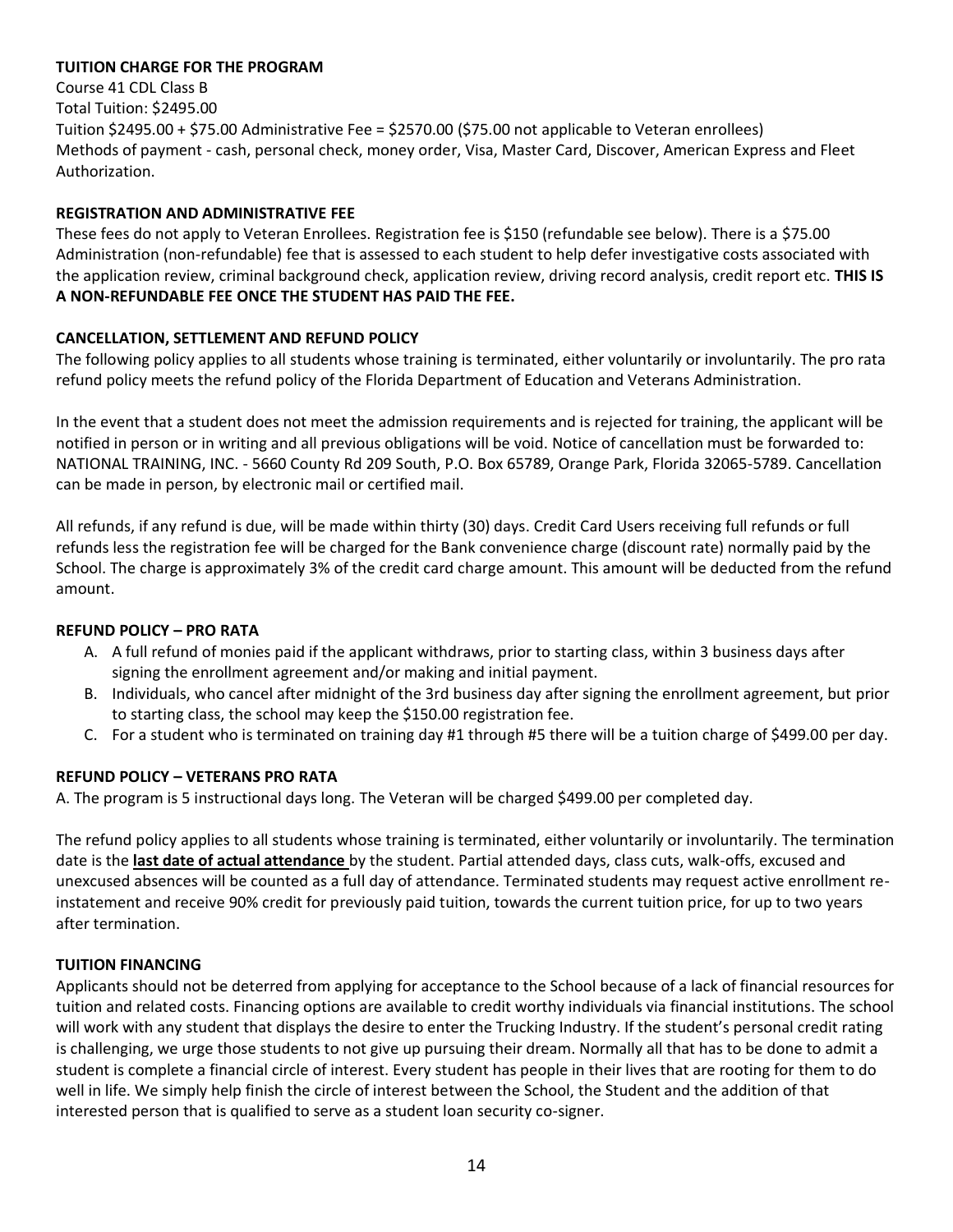**TUITION CHARGE FOR THE PROGRAM**

Course 41 CDL Class B
Total Tuition: $2495.00
Tuition $2495.00 + $75.00 Administrative Fee = $2570.00 ($75.00 not applicable to Veteran enrollees)
Methods of payment - cash, personal check, money order, Visa, Master Card, Discover, American Express and Fleet Authorization.

**REGISTRATION AND ADMINISTRATIVE FEE**

These fees do not apply to Veteran Enrollees. Registration fee is $150 (refundable see below). There is a $75.00 Administration (non-refundable) fee that is assessed to each student to help defer investigative costs associated with the application review, criminal background check, application review, driving record analysis, credit report etc. **THIS IS A NON-REFUNDABLE FEE ONCE THE STUDENT HAS PAID THE FEE.**

**CANCELLATION, SETTLEMENT AND REFUND POLICY**

The following policy applies to all students whose training is terminated, either voluntarily or involuntarily. The pro rata refund policy meets the refund policy of the Florida Department of Education and Veterans Administration.

In the event that a student does not meet the admission requirements and is rejected for training, the applicant will be notified in person or in writing and all previous obligations will be void. Notice of cancellation must be forwarded to: NATIONAL TRAINING, INC. - 5660 County Rd 209 South, P.O. Box 65789, Orange Park, Florida 32065-5789. Cancellation can be made in person, by electronic mail or certified mail.

All refunds, if any refund is due, will be made within thirty (30) days. Credit Card Users receiving full refunds or full refunds less the registration fee will be charged for the Bank convenience charge (discount rate) normally paid by the School. The charge is approximately 3% of the credit card charge amount. This amount will be deducted from the refund amount.

**REFUND POLICY – PRO RATA**

A. A full refund of monies paid if the applicant withdraws, prior to starting class, within 3 business days after signing the enrollment agreement and/or making and initial payment.
B. Individuals, who cancel after midnight of the 3rd business day after signing the enrollment agreement, but prior to starting class, the school may keep the $150.00 registration fee.
C. For a student who is terminated on training day #1 through #5 there will be a tuition charge of $499.00 per day.

**REFUND POLICY – VETERANS PRO RATA**

A. The program is 5 instructional days long. The Veteran will be charged $499.00 per completed day.

The refund policy applies to all students whose training is terminated, either voluntarily or involuntarily. The termination date is the **last date of actual attendance** by the student. Partial attended days, class cuts, walk-offs, excused and unexcused absences will be counted as a full day of attendance. Terminated students may request active enrollment re-instatement and receive 90% credit for previously paid tuition, towards the current tuition price, for up to two years after termination.

**TUITION FINANCING**

Applicants should not be deterred from applying for acceptance to the School because of a lack of financial resources for tuition and related costs. Financing options are available to credit worthy individuals via financial institutions. The school will work with any student that displays the desire to enter the Trucking Industry. If the student's personal credit rating is challenging, we urge those students to not give up pursuing their dream. Normally all that has to be done to admit a student is complete a financial circle of interest. Every student has people in their lives that are rooting for them to do well in life. We simply help finish the circle of interest between the School, the Student and the addition of that interested person that is qualified to serve as a student loan security co-signer.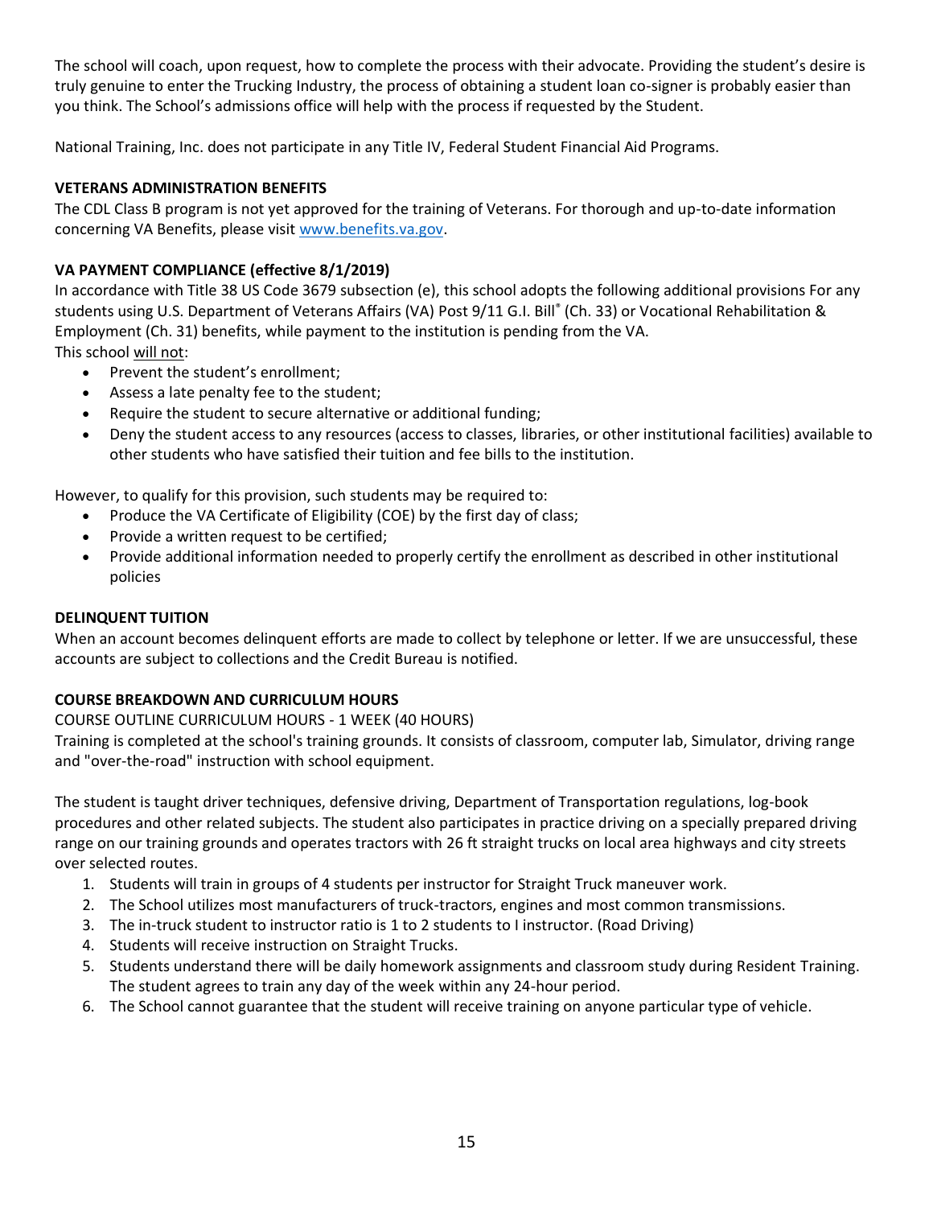The school will coach, upon request, how to complete the process with their advocate. Providing the student's desire is truly genuine to enter the Trucking Industry, the process of obtaining a student loan co-signer is probably easier than you think. The School's admissions office will help with the process if requested by the Student.

National Training, Inc. does not participate in any Title IV, Federal Student Financial Aid Programs.

**VETERANS ADMINISTRATION BENEFITS**

The CDL Class B program is not yet approved for the training of Veterans. For thorough and up-to-date information concerning VA Benefits, please visit [www.benefits.va.gov](http://www.benefits.va.gov).

**VA PAYMENT COMPLIANCE (effective 8/1/2019)**

In accordance with Title 38 US Code 3679 subsection (e), this school adopts the following additional provisions For any students using U.S. Department of Veterans Affairs (VA) Post 9/11 G.I. Bill® (Ch. 33) or Vocational Rehabilitation & Employment (Ch. 31) benefits, while payment to the institution is pending from the VA.

This school <u>will not</u>:

- Prevent the student's enrollment;
- Assess a late penalty fee to the student;
- Require the student to secure alternative or additional funding;
- Deny the student access to any resources (access to classes, libraries, or other institutional facilities) available to other students who have satisfied their tuition and fee bills to the institution.

However, to qualify for this provision, such students may be required to:

- Produce the VA Certificate of Eligibility (COE) by the first day of class;
- Provide a written request to be certified;
- Provide additional information needed to properly certify the enrollment as described in other institutional policies

**DELINQUENT TUITION**

When an account becomes delinquent efforts are made to collect by telephone or letter. If we are unsuccessful, these accounts are subject to collections and the Credit Bureau is notified.

**COURSE BREAKDOWN AND CURRICULUM HOURS**

COURSE OUTLINE CURRICULUM HOURS - 1 WEEK (40 HOURS)

Training is completed at the school's training grounds. It consists of classroom, computer lab, Simulator, driving range and "over-the-road" instruction with school equipment.

The student is taught driver techniques, defensive driving, Department of Transportation regulations, log-book procedures and other related subjects. The student also participates in practice driving on a specially prepared driving range on our training grounds and operates tractors with 26 ft straight trucks on local area highways and city streets over selected routes.

1. Students will train in groups of 4 students per instructor for Straight Truck maneuver work.
2. The School utilizes most manufacturers of truck-tractors, engines and most common transmissions.
3. The in-truck student to instructor ratio is 1 to 2 students to I instructor. (Road Driving)
4. Students will receive instruction on Straight Trucks.
5. Students understand there will be daily homework assignments and classroom study during Resident Training. The student agrees to train any day of the week within any 24-hour period.
6. The School cannot guarantee that the student will receive training on anyone particular type of vehicle.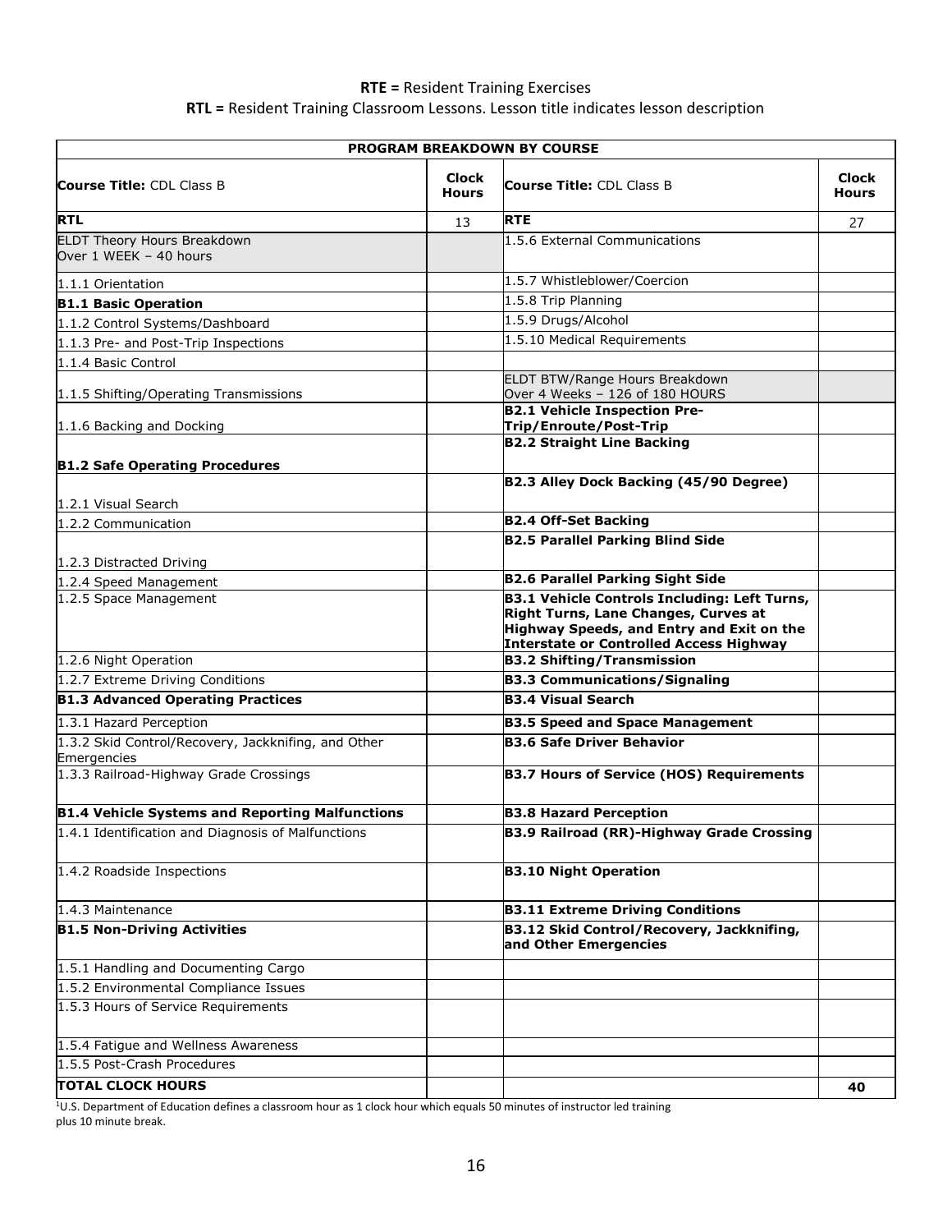**RTE =** Resident Training Exercises
**RTL =** Resident Training Classroom Lessons. Lesson title indicates lesson description

| PROGRAM BREAKDOWN BY COURSE | | | |
|---|---|---|---|
| **Course Title:** CDL Class B | **Clock Hours** | **Course Title:** CDL Class B | **Clock Hours** |
| **RTL** | 13 | **RTE** | 27 |
| ELDT Theory Hours Breakdown Over 1 WEEK – 40 hours | | 1.5.6 External Communications | |
| 1.1.1 Orientation | | 1.5.7 Whistleblower/Coercion | |
| **B1.1 Basic Operation** | | 1.5.8 Trip Planning | |
| 1.1.2 Control Systems/Dashboard | | 1.5.9 Drugs/Alcohol | |
| 1.1.3 Pre- and Post-Trip Inspections | | 1.5.10 Medical Requirements | |
| 1.1.4 Basic Control | | | |
| 1.1.5 Shifting/Operating Transmissions | | ELDT BTW/Range Hours Breakdown Over 4 Weeks – 126 of 180 HOURS | |
| 1.1.6 Backing and Docking | | **B2.1 Vehicle Inspection Pre-Trip/Enroute/Post-Trip** | |
| **B1.2 Safe Operating Procedures** | | **B2.2 Straight Line Backing** | |
| 1.2.1 Visual Search | | **B2.3 Alley Dock Backing (45/90 Degree)** | |
| 1.2.2 Communication | | **B2.4 Off-Set Backing** | |
| 1.2.3 Distracted Driving | | **B2.5 Parallel Parking Blind Side** | |
| 1.2.4 Speed Management | | **B2.6 Parallel Parking Sight Side** | |
| 1.2.5 Space Management | | **B3.1 Vehicle Controls Including: Left Turns, Right Turns, Lane Changes, Curves at Highway Speeds, and Entry and Exit on the Interstate or Controlled Access Highway** | |
| 1.2.6 Night Operation | | **B3.2 Shifting/Transmission** | |
| 1.2.7 Extreme Driving Conditions | | **B3.3 Communications/Signaling** | |
| **B1.3 Advanced Operating Practices** | | **B3.4 Visual Search** | |
| 1.3.1 Hazard Perception | | **B3.5 Speed and Space Management** | |
| 1.3.2 Skid Control/Recovery, Jackknifing, and Other Emergencies | | **B3.6 Safe Driver Behavior** | |
| 1.3.3 Railroad-Highway Grade Crossings | | **B3.7 Hours of Service (HOS) Requirements** | |
| **B1.4 Vehicle Systems and Reporting Malfunctions** | | **B3.8 Hazard Perception** | |
| 1.4.1 Identification and Diagnosis of Malfunctions | | **B3.9 Railroad (RR)-Highway Grade Crossing** | |
| 1.4.2 Roadside Inspections | | **B3.10 Night Operation** | |
| 1.4.3 Maintenance | | **B3.11 Extreme Driving Conditions** | |
| **B1.5 Non-Driving Activities** | | **B3.12 Skid Control/Recovery, Jackknifing, and Other Emergencies** | |
| 1.5.1 Handling and Documenting Cargo | | | |
| 1.5.2 Environmental Compliance Issues | | | |
| 1.5.3 Hours of Service Requirements | | | |
| 1.5.4 Fatigue and Wellness Awareness | | | |
| 1.5.5 Post-Crash Procedures | | | |
| **TOTAL CLOCK HOURS** | | | **40** |

[1]U.S. Department of Education defines a classroom hour as 1 clock hour which equals 50 minutes of instructor led training plus 10 minute break.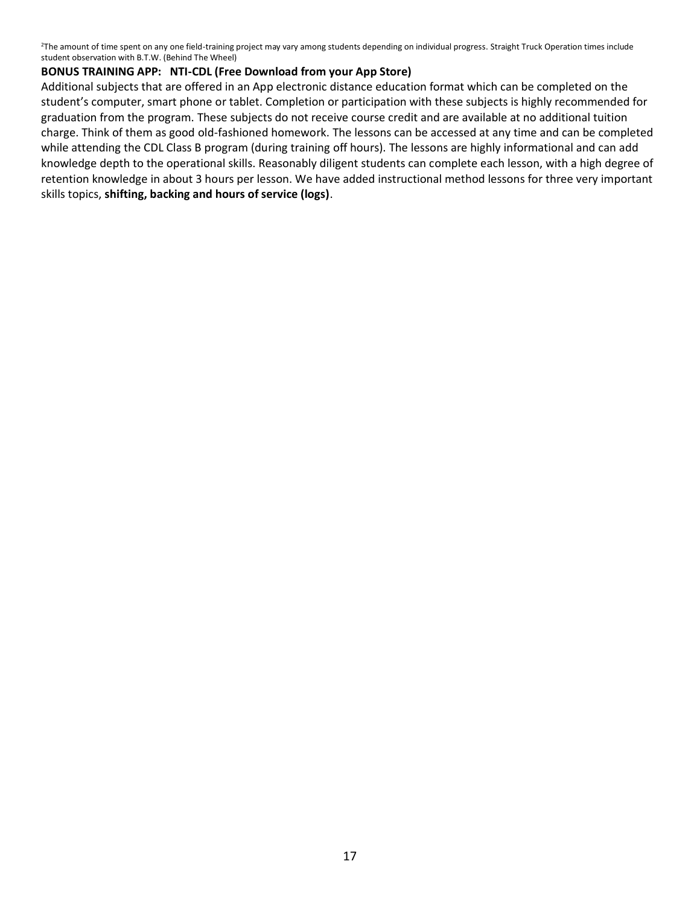[2]The amount of time spent on any one field-training project may vary among students depending on individual progress. Straight Truck Operation times include student observation with B.T.W. (Behind The Wheel)

**BONUS TRAINING APP: NTI-CDL (Free Download from your App Store)**

Additional subjects that are offered in an App electronic distance education format which can be completed on the student's computer, smart phone or tablet. Completion or participation with these subjects is highly recommended for graduation from the program. These subjects do not receive course credit and are available at no additional tuition charge. Think of them as good old-fashioned homework. The lessons can be accessed at any time and can be completed while attending the CDL Class B program (during training off hours). The lessons are highly informational and can add knowledge depth to the operational skills. Reasonably diligent students can complete each lesson, with a high degree of retention knowledge in about 3 hours per lesson. We have added instructional method lessons for three very important skills topics, **shifting, backing and hours of service (logs)**.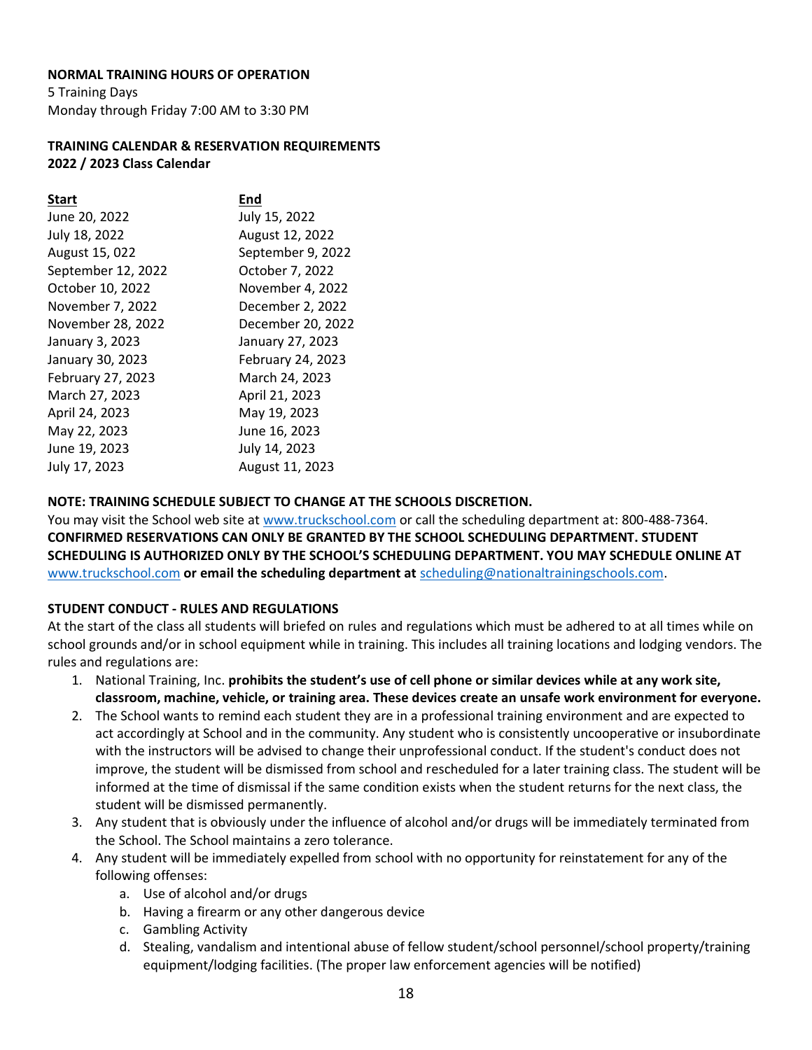**NORMAL TRAINING HOURS OF OPERATION**
5 Training Days
Monday through Friday 7:00 AM to 3:30 PM

**TRAINING CALENDAR & RESERVATION REQUIREMENTS**
**2022 / 2023 Class Calendar**

| Start | End |
|---|---|
| June 20, 2022 | July 15, 2022 |
| July 18, 2022 | August 12, 2022 |
| August 15, 022 | September 9, 2022 |
| September 12, 2022 | October 7, 2022 |
| October 10, 2022 | November 4, 2022 |
| November 7, 2022 | December 2, 2022 |
| November 28, 2022 | December 20, 2022 |
| January 3, 2023 | January 27, 2023 |
| January 30, 2023 | February 24, 2023 |
| February 27, 2023 | March 24, 2023 |
| March 27, 2023 | April 21, 2023 |
| April 24, 2023 | May 19, 2023 |
| May 22, 2023 | June 16, 2023 |
| June 19, 2023 | July 14, 2023 |
| July 17, 2023 | August 11, 2023 |

**NOTE: TRAINING SCHEDULE SUBJECT TO CHANGE AT THE SCHOOLS DISCRETION.**
You may visit the School web site at www.truckschool.com or call the scheduling department at: 800-488-7364.
**CONFIRMED RESERVATIONS CAN ONLY BE GRANTED BY THE SCHOOL SCHEDULING DEPARTMENT. STUDENT SCHEDULING IS AUTHORIZED ONLY BY THE SCHOOL'S SCHEDULING DEPARTMENT. YOU MAY SCHEDULE ONLINE AT** www.truckschool.com **or email the scheduling department at** scheduling@nationaltrainingschools.com.

**STUDENT CONDUCT - RULES AND REGULATIONS**
At the start of the class all students will briefed on rules and regulations which must be adhered to at all times while on school grounds and/or in school equipment while in training. This includes all training locations and lodging vendors. The rules and regulations are:

1. National Training, Inc. **prohibits the student's use of cell phone or similar devices while at any work site, classroom, machine, vehicle, or training area. These devices create an unsafe work environment for everyone.**
2. The School wants to remind each student they are in a professional training environment and are expected to act accordingly at School and in the community. Any student who is consistently uncooperative or insubordinate with the instructors will be advised to change their unprofessional conduct. If the student's conduct does not improve, the student will be dismissed from school and rescheduled for a later training class. The student will be informed at the time of dismissal if the same condition exists when the student returns for the next class, the student will be dismissed permanently.
3. Any student that is obviously under the influence of alcohol and/or drugs will be immediately terminated from the School. The School maintains a zero tolerance.
4. Any student will be immediately expelled from school with no opportunity for reinstatement for any of the following offenses:
    a. Use of alcohol and/or drugs
    b. Having a firearm or any other dangerous device
    c. Gambling Activity
    d. Stealing, vandalism and intentional abuse of fellow student/school personnel/school property/training equipment/lodging facilities. (The proper law enforcement agencies will be notified)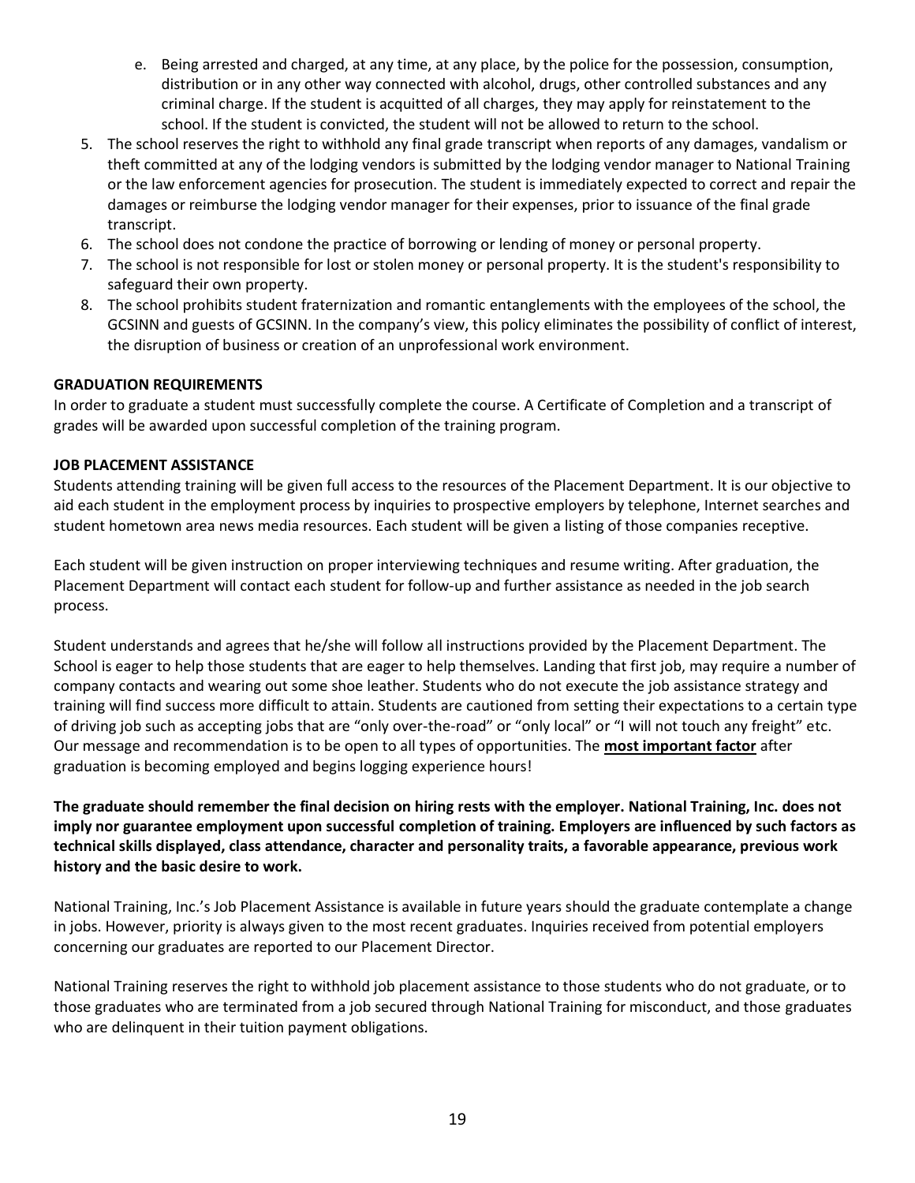e. Being arrested and charged, at any time, at any place, by the police for the possession, consumption, distribution or in any other way connected with alcohol, drugs, other controlled substances and any criminal charge. If the student is acquitted of all charges, they may apply for reinstatement to the school. If the student is convicted, the student will not be allowed to return to the school.

5. The school reserves the right to withhold any final grade transcript when reports of any damages, vandalism or theft committed at any of the lodging vendors is submitted by the lodging vendor manager to National Training or the law enforcement agencies for prosecution. The student is immediately expected to correct and repair the damages or reimburse the lodging vendor manager for their expenses, prior to issuance of the final grade transcript.
6. The school does not condone the practice of borrowing or lending of money or personal property.
7. The school is not responsible for lost or stolen money or personal property. It is the student's responsibility to safeguard their own property.
8. The school prohibits student fraternization and romantic entanglements with the employees of the school, the GCSINN and guests of GCSINN. In the company's view, this policy eliminates the possibility of conflict of interest, the disruption of business or creation of an unprofessional work environment.

**GRADUATION REQUIREMENTS**

In order to graduate a student must successfully complete the course. A Certificate of Completion and a transcript of grades will be awarded upon successful completion of the training program.

**JOB PLACEMENT ASSISTANCE**

Students attending training will be given full access to the resources of the Placement Department. It is our objective to aid each student in the employment process by inquiries to prospective employers by telephone, Internet searches and student hometown area news media resources. Each student will be given a listing of those companies receptive.

Each student will be given instruction on proper interviewing techniques and resume writing. After graduation, the Placement Department will contact each student for follow-up and further assistance as needed in the job search process.

Student understands and agrees that he/she will follow all instructions provided by the Placement Department. The School is eager to help those students that are eager to help themselves. Landing that first job, may require a number of company contacts and wearing out some shoe leather. Students who do not execute the job assistance strategy and training will find success more difficult to attain. Students are cautioned from setting their expectations to a certain type of driving job such as accepting jobs that are "only over-the-road" or "only local" or "I will not touch any freight" etc. Our message and recommendation is to be open to all types of opportunities. The **most important factor** after graduation is becoming employed and begins logging experience hours!

**The graduate should remember the final decision on hiring rests with the employer. National Training, Inc. does not imply nor guarantee employment upon successful completion of training. Employers are influenced by such factors as technical skills displayed, class attendance, character and personality traits, a favorable appearance, previous work history and the basic desire to work.**

National Training, Inc.'s Job Placement Assistance is available in future years should the graduate contemplate a change in jobs. However, priority is always given to the most recent graduates. Inquiries received from potential employers concerning our graduates are reported to our Placement Director.

National Training reserves the right to withhold job placement assistance to those students who do not graduate, or to those graduates who are terminated from a job secured through National Training for misconduct, and those graduates who are delinquent in their tuition payment obligations.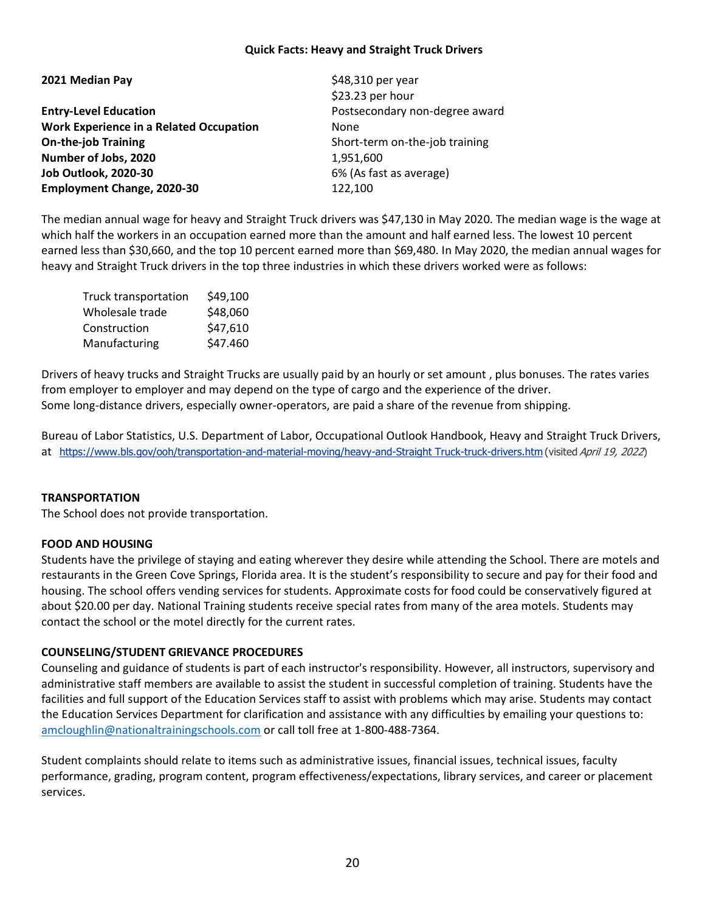**Quick Facts: Heavy and Straight Truck Drivers**

| | |
|---|---|
| **2021 Median Pay** | $48,310 per year<br>$23.23 per hour |
| **Entry-Level Education** | Postsecondary non-degree award |
| **Work Experience in a Related Occupation** | None |
| **On-the-job Training** | Short-term on-the-job training |
| **Number of Jobs, 2020** | 1,951,600 |
| **Job Outlook, 2020-30** | 6% (As fast as average) |
| **Employment Change, 2020-30** | 122,100 |

The median annual wage for heavy and Straight Truck drivers was $47,130 in May 2020. The median wage is the wage at which half the workers in an occupation earned more than the amount and half earned less. The lowest 10 percent earned less than $30,660, and the top 10 percent earned more than $69,480. In May 2020, the median annual wages for heavy and Straight Truck drivers in the top three industries in which these drivers worked were as follows:

| | |
|---|---|
| Truck transportation | $49,100 |
| Wholesale trade | $48,060 |
| Construction | $47,610 |
| Manufacturing | $47.460 |

Drivers of heavy trucks and Straight Trucks are usually paid by an hourly or set amount , plus bonuses. The rates varies from employer to employer and may depend on the type of cargo and the experience of the driver.
Some long-distance drivers, especially owner-operators, are paid a share of the revenue from shipping.

Bureau of Labor Statistics, U.S. Department of Labor, Occupational Outlook Handbook, Heavy and Straight Truck Drivers, at https://www.bls.gov/ooh/transportation-and-material-moving/heavy-and-Straight Truck-truck-drivers.htm (visited *April 19, 2022*)

**TRANSPORTATION**
The School does not provide transportation.

**FOOD AND HOUSING**
Students have the privilege of staying and eating wherever they desire while attending the School. There are motels and restaurants in the Green Cove Springs, Florida area. It is the student's responsibility to secure and pay for their food and housing. The school offers vending services for students. Approximate costs for food could be conservatively figured at about $20.00 per day. National Training students receive special rates from many of the area motels. Students may contact the school or the motel directly for the current rates.

**COUNSELING/STUDENT GRIEVANCE PROCEDURES**
Counseling and guidance of students is part of each instructor's responsibility. However, all instructors, supervisory and administrative staff members are available to assist the student in successful completion of training. Students have the facilities and full support of the Education Services staff to assist with problems which may arise. Students may contact the Education Services Department for clarification and assistance with any difficulties by emailing your questions to: amcloughlin@nationaltrainingschools.com or call toll free at 1-800-488-7364.

Student complaints should relate to items such as administrative issues, financial issues, technical issues, faculty performance, grading, program content, program effectiveness/expectations, library services, and career or placement services.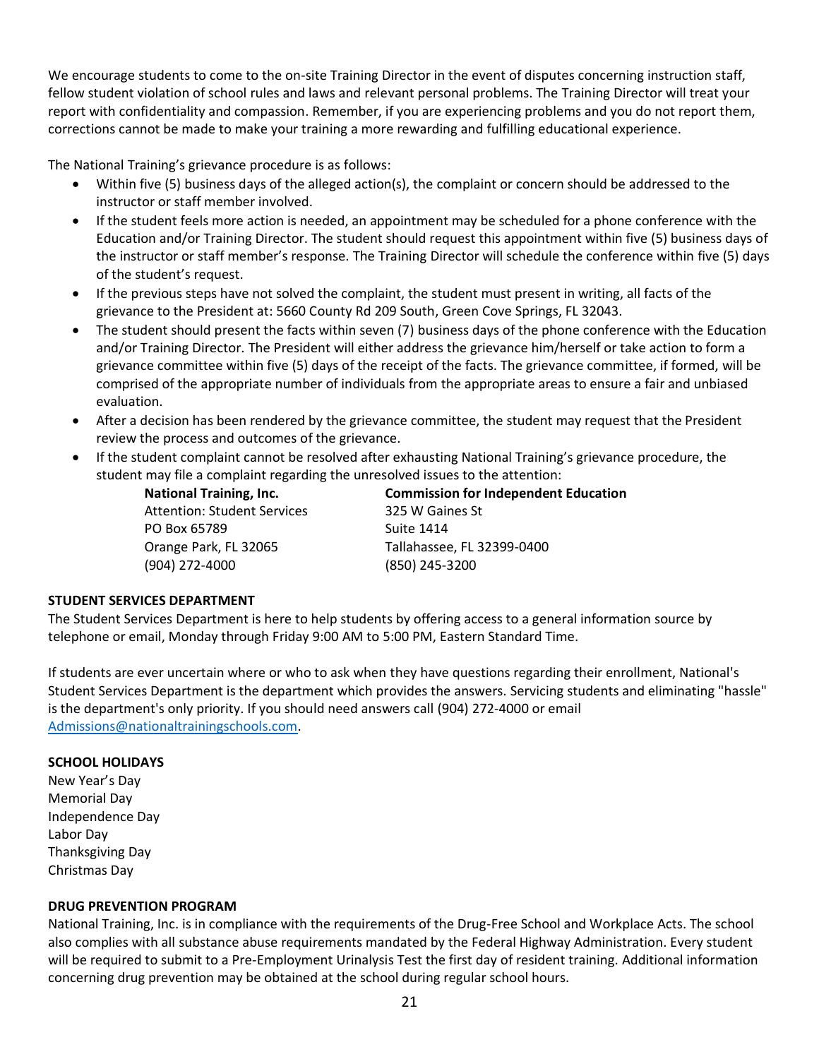We encourage students to come to the on-site Training Director in the event of disputes concerning instruction staff, fellow student violation of school rules and laws and relevant personal problems. The Training Director will treat your report with confidentiality and compassion. Remember, if you are experiencing problems and you do not report them, corrections cannot be made to make your training a more rewarding and fulfilling educational experience.

The National Training's grievance procedure is as follows:

- Within five (5) business days of the alleged action(s), the complaint or concern should be addressed to the instructor or staff member involved.
- If the student feels more action is needed, an appointment may be scheduled for a phone conference with the Education and/or Training Director. The student should request this appointment within five (5) business days of the instructor or staff member's response. The Training Director will schedule the conference within five (5) days of the student's request.
- If the previous steps have not solved the complaint, the student must present in writing, all facts of the grievance to the President at: 5660 County Rd 209 South, Green Cove Springs, FL 32043.
- The student should present the facts within seven (7) business days of the phone conference with the Education and/or Training Director. The President will either address the grievance him/herself or take action to form a grievance committee within five (5) days of the receipt of the facts. The grievance committee, if formed, will be comprised of the appropriate number of individuals from the appropriate areas to ensure a fair and unbiased evaluation.
- After a decision has been rendered by the grievance committee, the student may request that the President review the process and outcomes of the grievance.
- If the student complaint cannot be resolved after exhausting National Training's grievance procedure, the student may file a complaint regarding the unresolved issues to the attention:

**National Training, Inc.**
Attention: Student Services
PO Box 65789
Orange Park, FL 32065
(904) 272-4000

**Commission for Independent Education**
325 W Gaines St
Suite 1414
Tallahassee, FL 32399-0400
(850) 245-3200

**STUDENT SERVICES DEPARTMENT**

The Student Services Department is here to help students by offering access to a general information source by telephone or email, Monday through Friday 9:00 AM to 5:00 PM, Eastern Standard Time.

If students are ever uncertain where or who to ask when they have questions regarding their enrollment, National's Student Services Department is the department which provides the answers. Servicing students and eliminating "hassle" is the department's only priority. If you should need answers call (904) 272-4000 or email Admissions@nationaltrainingschools.com.

**SCHOOL HOLIDAYS**

New Year's Day
Memorial Day
Independence Day
Labor Day
Thanksgiving Day
Christmas Day

**DRUG PREVENTION PROGRAM**

National Training, Inc. is in compliance with the requirements of the Drug-Free School and Workplace Acts. The school also complies with all substance abuse requirements mandated by the Federal Highway Administration. Every student will be required to submit to a Pre-Employment Urinalysis Test the first day of resident training. Additional information concerning drug prevention may be obtained at the school during regular school hours.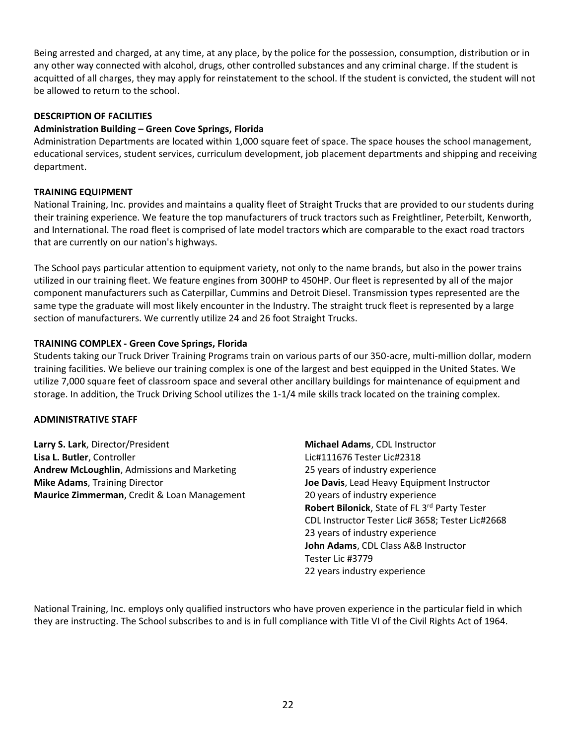Being arrested and charged, at any time, at any place, by the police for the possession, consumption, distribution or in any other way connected with alcohol, drugs, other controlled substances and any criminal charge. If the student is acquitted of all charges, they may apply for reinstatement to the school. If the student is convicted, the student will not be allowed to return to the school.

**DESCRIPTION OF FACILITIES**

**Administration Building – Green Cove Springs, Florida**

Administration Departments are located within 1,000 square feet of space. The space houses the school management, educational services, student services, curriculum development, job placement departments and shipping and receiving department.

**TRAINING EQUIPMENT**

National Training, Inc. provides and maintains a quality fleet of Straight Trucks that are provided to our students during their training experience. We feature the top manufacturers of truck tractors such as Freightliner, Peterbilt, Kenworth, and International. The road fleet is comprised of late model tractors which are comparable to the exact road tractors that are currently on our nation's highways.

The School pays particular attention to equipment variety, not only to the name brands, but also in the power trains utilized in our training fleet. We feature engines from 300HP to 450HP. Our fleet is represented by all of the major component manufacturers such as Caterpillar, Cummins and Detroit Diesel. Transmission types represented are the same type the graduate will most likely encounter in the Industry. The straight truck fleet is represented by a large section of manufacturers. We currently utilize 24 and 26 foot Straight Trucks.

**TRAINING COMPLEX - Green Cove Springs, Florida**

Students taking our Truck Driver Training Programs train on various parts of our 350-acre, multi-million dollar, modern training facilities. We believe our training complex is one of the largest and best equipped in the United States. We utilize 7,000 square feet of classroom space and several other ancillary buildings for maintenance of equipment and storage. In addition, the Truck Driving School utilizes the 1-1/4 mile skills track located on the training complex.

**ADMINISTRATIVE STAFF**

**Larry S. Lark**, Director/President
**Lisa L. Butler**, Controller
**Andrew McLoughlin**, Admissions and Marketing
**Mike Adams**, Training Director
**Maurice Zimmerman**, Credit & Loan Management

**Michael Adams**, CDL Instructor
Lic#111676 Tester Lic#2318
25 years of industry experience
**Joe Davis**, Lead Heavy Equipment Instructor
20 years of industry experience
**Robert Bilonick**, State of FL 3rd Party Tester
CDL Instructor Tester Lic# 3658; Tester Lic#2668
23 years of industry experience
**John Adams**, CDL Class A&B Instructor
Tester Lic #3779
22 years industry experience

National Training, Inc. employs only qualified instructors who have proven experience in the particular field in which they are instructing. The School subscribes to and is in full compliance with Title VI of the Civil Rights Act of 1964.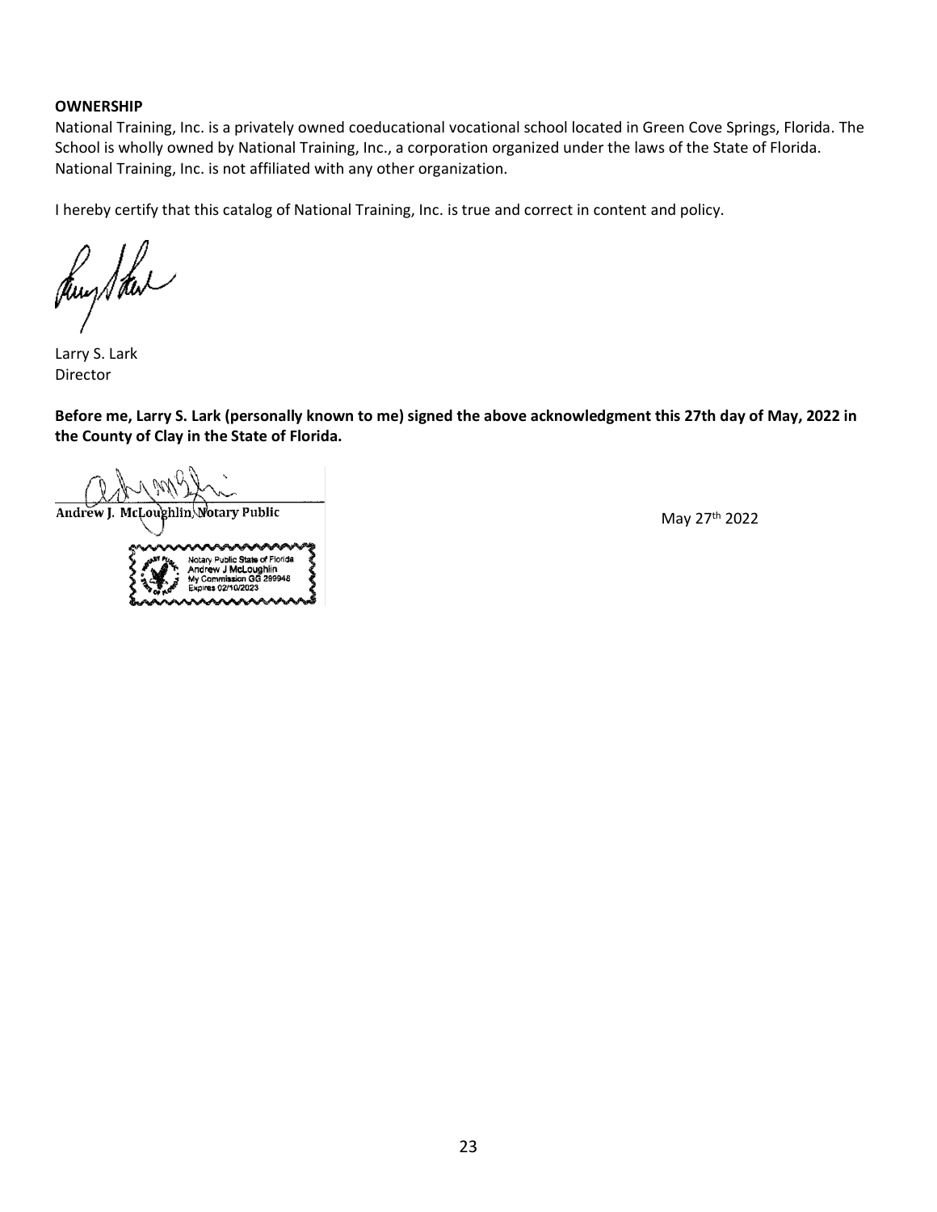**OWNERSHIP**

National Training, Inc. is a privately owned coeducational vocational school located in Green Cove Springs, Florida. The School is wholly owned by National Training, Inc., a corporation organized under the laws of the State of Florida. National Training, Inc. is not affiliated with any other organization.

I hereby certify that this catalog of National Training, Inc. is true and correct in content and policy.

Larry S. Lark
Director

**Before me, Larry S. Lark (personally known to me) signed the above acknowledgment this 27th day of May, 2022 in the County of Clay in the State of Florida.**

Andrew J. McLoughlin, Notary Public

May 27th 2022

Notary Public State of Florida
Andrew J McLoughlin
My Commission GG 289948
Expires 02/10/2023